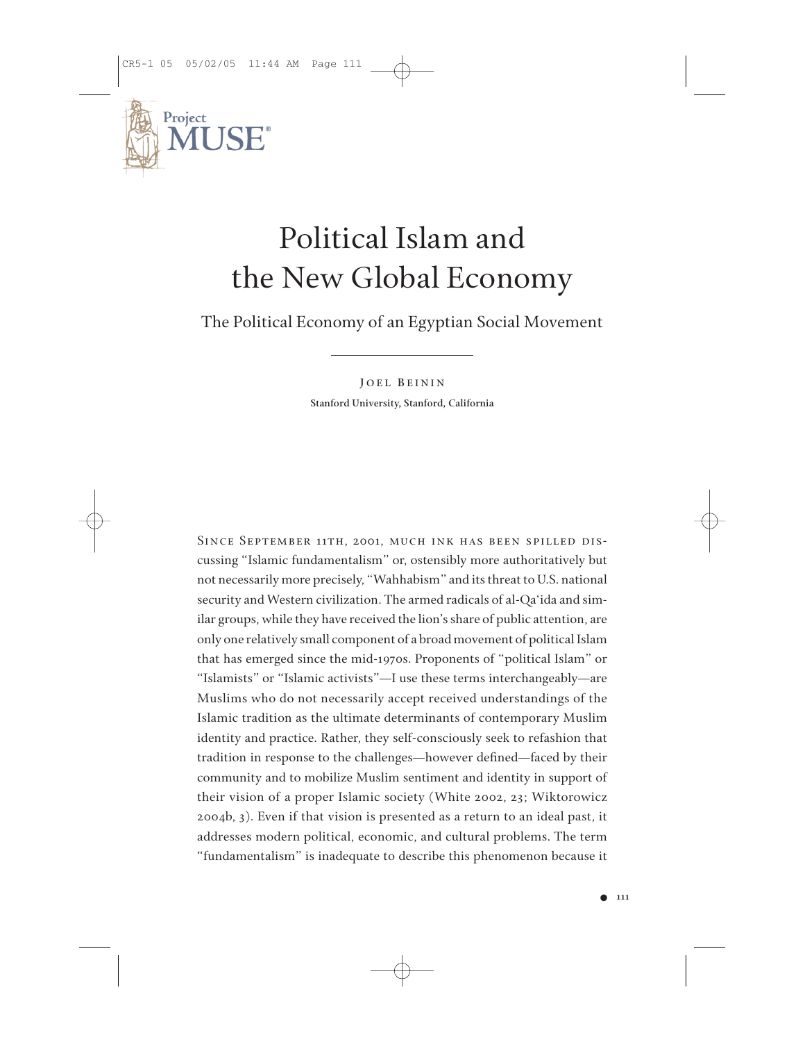# Political Islam and the New Global Economy

## The Political Economy of an Egyptian Social Movement

Joel Beinin

**Stanford University, Stanford, California**

Since September 11th, 2001, much ink has been spilled discussing "Islamic fundamentalism" or, ostensibly more authoritatively but not necessarily more precisely, "Wahhabism" and its threat to U.S. national security and Western civilization. The armed radicals of al-Qa'ida and similar groups, while they have received the lion's share of public attention, are only one relatively small component of a broad movement of political Islam that has emerged since the mid-1970s. Proponents of "political Islam" or "Islamists" or "Islamic activists"—I use these terms interchangeably—are Muslims who do not necessarily accept received understandings of the Islamic tradition as the ultimate determinants of contemporary Muslim identity and practice. Rather, they self-consciously seek to refashion that tradition in response to the challenges—however defined—faced by their community and to mobilize Muslim sentiment and identity in support of their vision of a proper Islamic society (White 2002, 23; Wiktorowicz 2004b, 3). Even if that vision is presented as a return to an ideal past, it addresses modern political, economic, and cultural problems. The term "fundamentalism" is inadequate to describe this phenomenon because it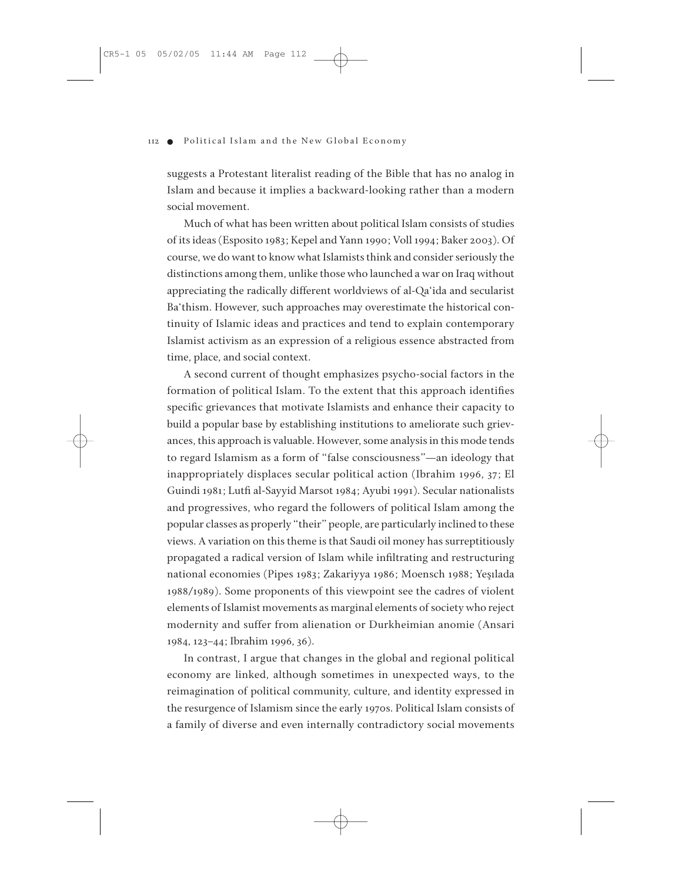suggests a Protestant literalist reading of the Bible that has no analog in Islam and because it implies a backward-looking rather than a modern social movement.

Much of what has been written about political Islam consists of studies of its ideas (Esposito 1983; Kepel and Yann 1990; Voll 1994; Baker 2003). Of course, we do want to know what Islamists think and consider seriously the distinctions among them, unlike those who launched a war on Iraq without appreciating the radically different worldviews of al-Qa'ida and secularist Ba'thism. However, such approaches may overestimate the historical continuity of Islamic ideas and practices and tend to explain contemporary Islamist activism as an expression of a religious essence abstracted from time, place, and social context.

A second current of thought emphasizes psycho-social factors in the formation of political Islam. To the extent that this approach identifies specific grievances that motivate Islamists and enhance their capacity to build a popular base by establishing institutions to ameliorate such grievances, this approach is valuable. However, some analysis in this mode tends to regard Islamism as a form of "false consciousness"—an ideology that inappropriately displaces secular political action (Ibrahim 1996, 37; El Guindi 1981; Lutfi al-Sayyid Marsot 1984; Ayubi 1991). Secular nationalists and progressives, who regard the followers of political Islam among the popular classes as properly "their" people, are particularly inclined to these views. A variation on this theme is that Saudi oil money has surreptitiously propagated a radical version of Islam while infiltrating and restructuring national economies (Pipes 1983; Zakariyya 1986; Moensch 1988; Yeşılada 1988/1989). Some proponents of this viewpoint see the cadres of violent elements of Islamist movements as marginal elements of society who reject modernity and suffer from alienation or Durkheimian anomie (Ansari 1984, 123–44; Ibrahim 1996, 36).

In contrast, I argue that changes in the global and regional political economy are linked, although sometimes in unexpected ways, to the reimagination of political community, culture, and identity expressed in the resurgence of Islamism since the early 1970s. Political Islam consists of a family of diverse and even internally contradictory social movements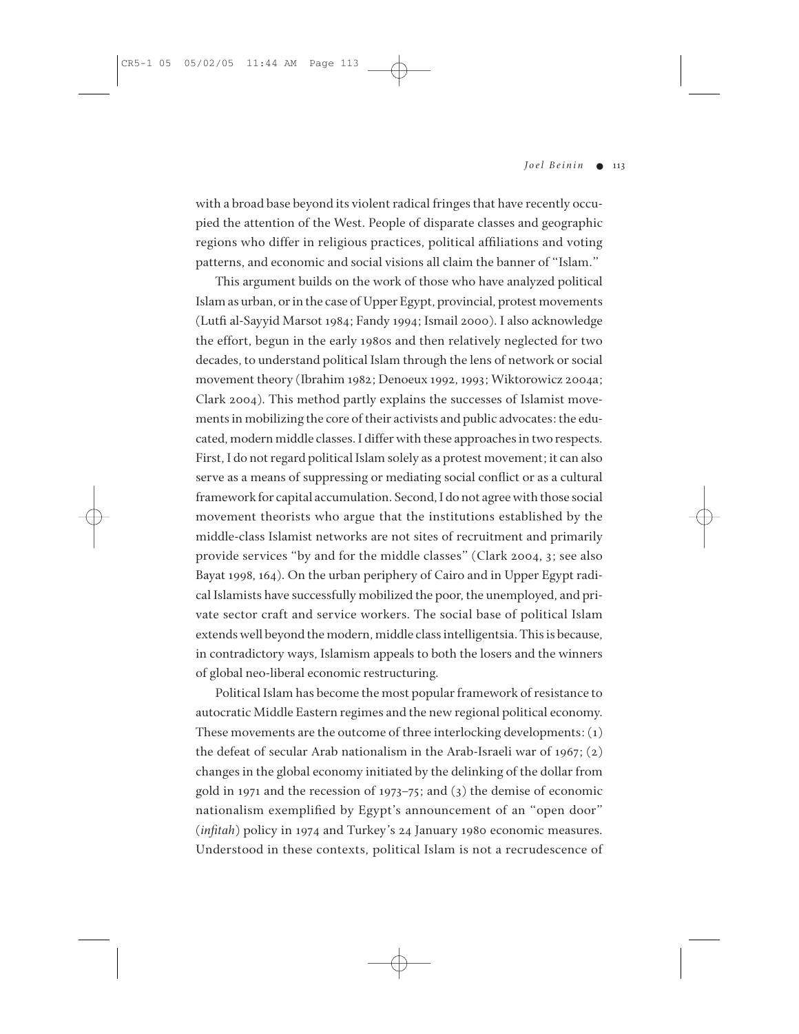with a broad base beyond its violent radical fringes that have recently occupied the attention of the West. People of disparate classes and geographic regions who differ in religious practices, political affiliations and voting patterns, and economic and social visions all claim the banner of "Islam."

This argument builds on the work of those who have analyzed political Islam as urban, or in the case of Upper Egypt, provincial, protest movements (Lutfi al-Sayyid Marsot 1984; Fandy 1994; Ismail 2000). I also acknowledge the effort, begun in the early 1980s and then relatively neglected for two decades, to understand political Islam through the lens of network or social movement theory (Ibrahim 1982; Denoeux 1992, 1993; Wiktorowicz 2004a; Clark 2004). This method partly explains the successes of Islamist movements in mobilizing the core of their activists and public advocates: the educated, modern middle classes. I differ with these approaches in two respects. First, I do not regard political Islam solely as a protest movement; it can also serve as a means of suppressing or mediating social conflict or as a cultural framework for capital accumulation. Second, I do not agree with those social movement theorists who argue that the institutions established by the middle-class Islamist networks are not sites of recruitment and primarily provide services "by and for the middle classes" (Clark 2004, 3; see also Bayat 1998, 164). On the urban periphery of Cairo and in Upper Egypt radical Islamists have successfully mobilized the poor, the unemployed, and private sector craft and service workers. The social base of political Islam extends well beyond the modern, middle class intelligentsia. This is because, in contradictory ways, Islamism appeals to both the losers and the winners of global neo-liberal economic restructuring.

Political Islam has become the most popular framework of resistance to autocratic Middle Eastern regimes and the new regional political economy. These movements are the outcome of three interlocking developments: (1) the defeat of secular Arab nationalism in the Arab-Israeli war of 1967; (2) changes in the global economy initiated by the delinking of the dollar from gold in 1971 and the recession of 1973–75; and (3) the demise of economic nationalism exemplified by Egypt's announcement of an "open door" (*infitah*) policy in 1974 and Turkey's 24 January 1980 economic measures. Understood in these contexts, political Islam is not a recrudescence of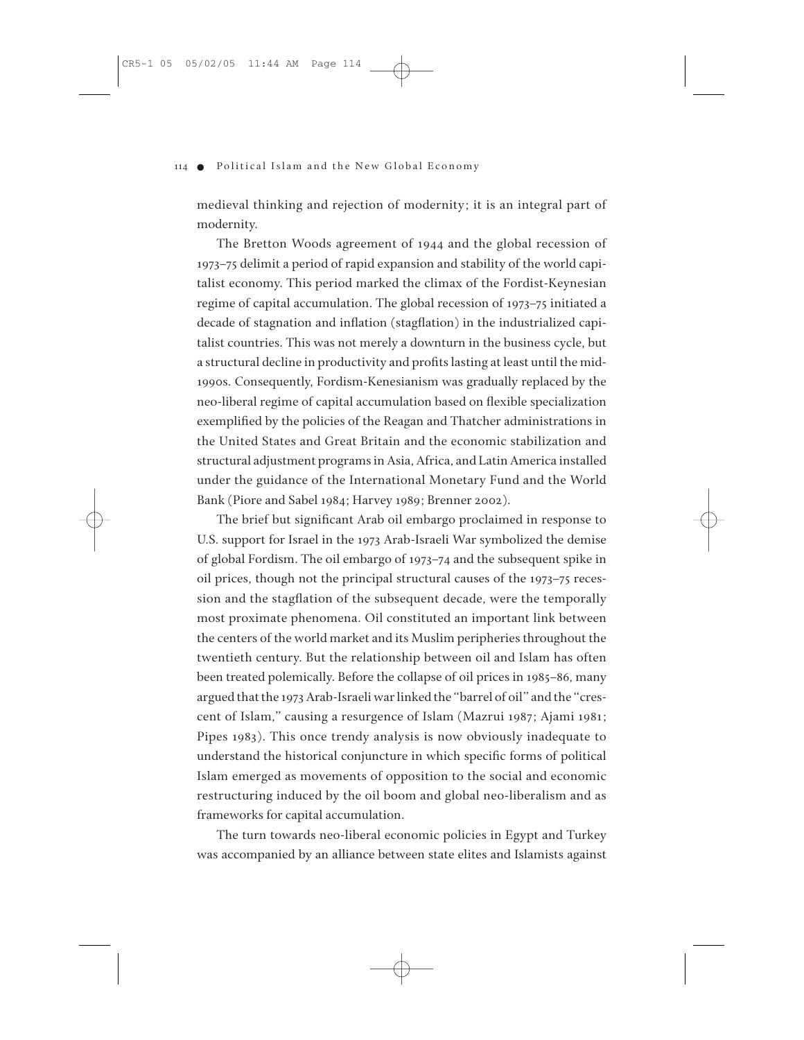medieval thinking and rejection of modernity; it is an integral part of modernity.

The Bretton Woods agreement of 1944 and the global recession of 1973–75 delimit a period of rapid expansion and stability of the world capitalist economy. This period marked the climax of the Fordist-Keynesian regime of capital accumulation. The global recession of 1973–75 initiated a decade of stagnation and inflation (stagflation) in the industrialized capitalist countries. This was not merely a downturn in the business cycle, but a structural decline in productivity and profits lasting at least until the mid-1990s. Consequently, Fordism-Kenesianism was gradually replaced by the neo-liberal regime of capital accumulation based on flexible specialization exemplified by the policies of the Reagan and Thatcher administrations in the United States and Great Britain and the economic stabilization and structural adjustment programs in Asia, Africa, and Latin America installed under the guidance of the International Monetary Fund and the World Bank (Piore and Sabel 1984; Harvey 1989; Brenner 2002).

The brief but significant Arab oil embargo proclaimed in response to U.S. support for Israel in the 1973 Arab-Israeli War symbolized the demise of global Fordism. The oil embargo of 1973–74 and the subsequent spike in oil prices, though not the principal structural causes of the 1973–75 recession and the stagflation of the subsequent decade, were the temporally most proximate phenomena. Oil constituted an important link between the centers of the world market and its Muslim peripheries throughout the twentieth century. But the relationship between oil and Islam has often been treated polemically. Before the collapse of oil prices in 1985–86, many argued that the 1973 Arab-Israeli war linked the "barrel of oil" and the "crescent of Islam," causing a resurgence of Islam (Mazrui 1987; Ajami 1981; Pipes 1983). This once trendy analysis is now obviously inadequate to understand the historical conjuncture in which specific forms of political Islam emerged as movements of opposition to the social and economic restructuring induced by the oil boom and global neo-liberalism and as frameworks for capital accumulation.

The turn towards neo-liberal economic policies in Egypt and Turkey was accompanied by an alliance between state elites and Islamists against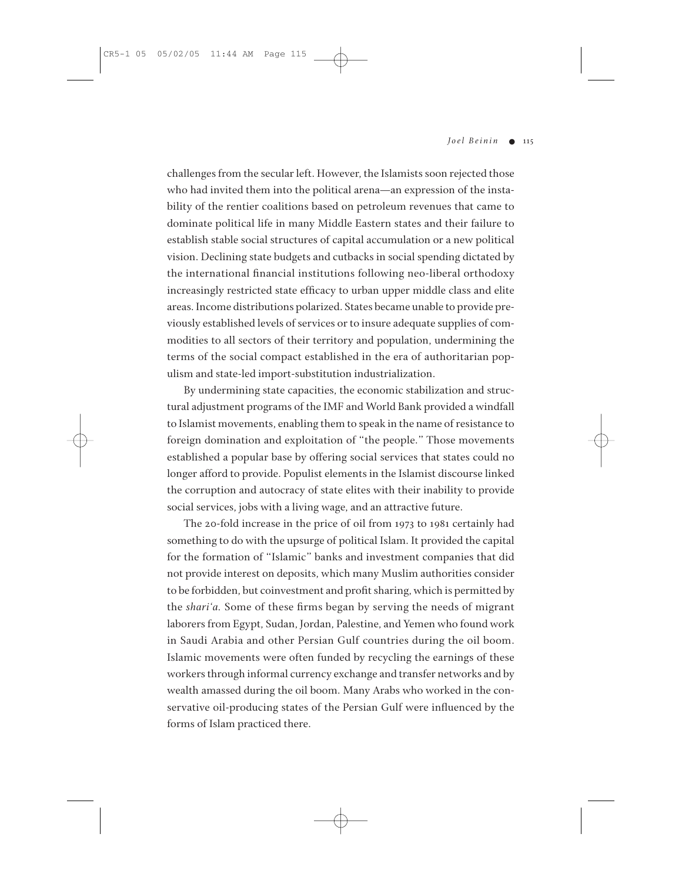challenges from the secular left. However, the Islamists soon rejected those who had invited them into the political arena—an expression of the instability of the rentier coalitions based on petroleum revenues that came to dominate political life in many Middle Eastern states and their failure to establish stable social structures of capital accumulation or a new political vision. Declining state budgets and cutbacks in social spending dictated by the international financial institutions following neo-liberal orthodoxy increasingly restricted state efficacy to urban upper middle class and elite areas. Income distributions polarized. States became unable to provide previously established levels of services or to insure adequate supplies of commodities to all sectors of their territory and population, undermining the terms of the social compact established in the era of authoritarian populism and state-led import-substitution industrialization.

By undermining state capacities, the economic stabilization and structural adjustment programs of the IMF and World Bank provided a windfall to Islamist movements, enabling them to speak in the name of resistance to foreign domination and exploitation of "the people." Those movements established a popular base by offering social services that states could no longer afford to provide. Populist elements in the Islamist discourse linked the corruption and autocracy of state elites with their inability to provide social services, jobs with a living wage, and an attractive future.

The 20-fold increase in the price of oil from 1973 to 1981 certainly had something to do with the upsurge of political Islam. It provided the capital for the formation of "Islamic" banks and investment companies that did not provide interest on deposits, which many Muslim authorities consider to be forbidden, but coinvestment and profit sharing, which is permitted by the *shari'a*. Some of these firms began by serving the needs of migrant laborers from Egypt, Sudan, Jordan, Palestine, and Yemen who found work in Saudi Arabia and other Persian Gulf countries during the oil boom. Islamic movements were often funded by recycling the earnings of these workers through informal currency exchange and transfer networks and by wealth amassed during the oil boom. Many Arabs who worked in the conservative oil-producing states of the Persian Gulf were influenced by the forms of Islam practiced there.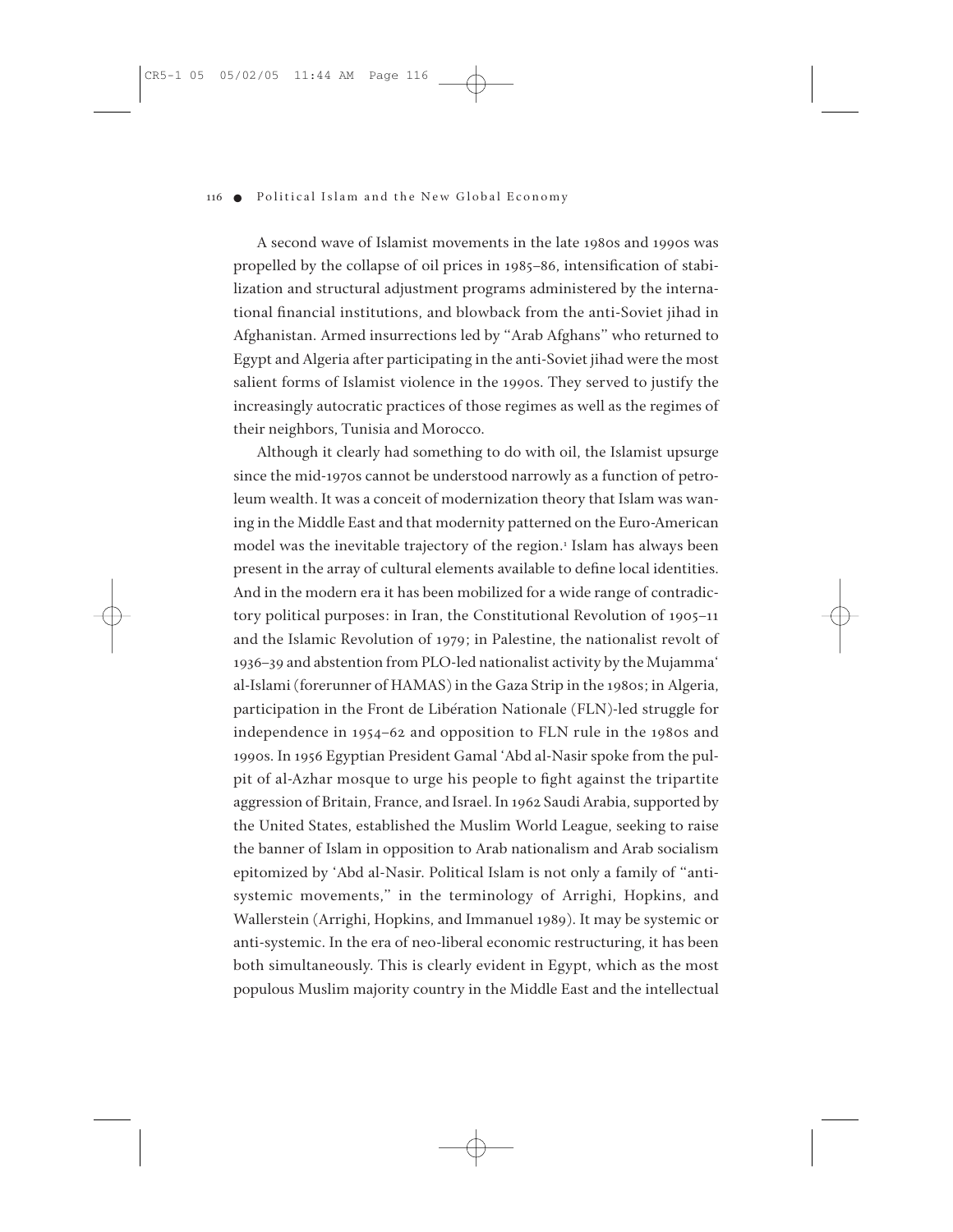A second wave of Islamist movements in the late 1980s and 1990s was propelled by the collapse of oil prices in 1985–86, intensification of stabilization and structural adjustment programs administered by the international financial institutions, and blowback from the anti-Soviet jihad in Afghanistan. Armed insurrections led by "Arab Afghans" who returned to Egypt and Algeria after participating in the anti-Soviet jihad were the most salient forms of Islamist violence in the 1990s. They served to justify the increasingly autocratic practices of those regimes as well as the regimes of their neighbors, Tunisia and Morocco.

Although it clearly had something to do with oil, the Islamist upsurge since the mid-1970s cannot be understood narrowly as a function of petroleum wealth. It was a conceit of modernization theory that Islam was waning in the Middle East and that modernity patterned on the Euro-American model was the inevitable trajectory of the region.[1] Islam has always been present in the array of cultural elements available to define local identities. And in the modern era it has been mobilized for a wide range of contradictory political purposes: in Iran, the Constitutional Revolution of 1905–11 and the Islamic Revolution of 1979; in Palestine, the nationalist revolt of 1936–39 and abstention from PLO-led nationalist activity by the Mujamma' al-Islami (forerunner of HAMAS) in the Gaza Strip in the 1980s; in Algeria, participation in the Front de Libération Nationale (FLN)-led struggle for independence in 1954–62 and opposition to FLN rule in the 1980s and 1990s. In 1956 Egyptian President Gamal 'Abd al-Nasir spoke from the pulpit of al-Azhar mosque to urge his people to fight against the tripartite aggression of Britain, France, and Israel. In 1962 Saudi Arabia, supported by the United States, established the Muslim World League, seeking to raise the banner of Islam in opposition to Arab nationalism and Arab socialism epitomized by 'Abd al-Nasir. Political Islam is not only a family of "anti-systemic movements," in the terminology of Arrighi, Hopkins, and Wallerstein (Arrighi, Hopkins, and Immanuel 1989). It may be systemic or anti-systemic. In the era of neo-liberal economic restructuring, it has been both simultaneously. This is clearly evident in Egypt, which as the most populous Muslim majority country in the Middle East and the intellectual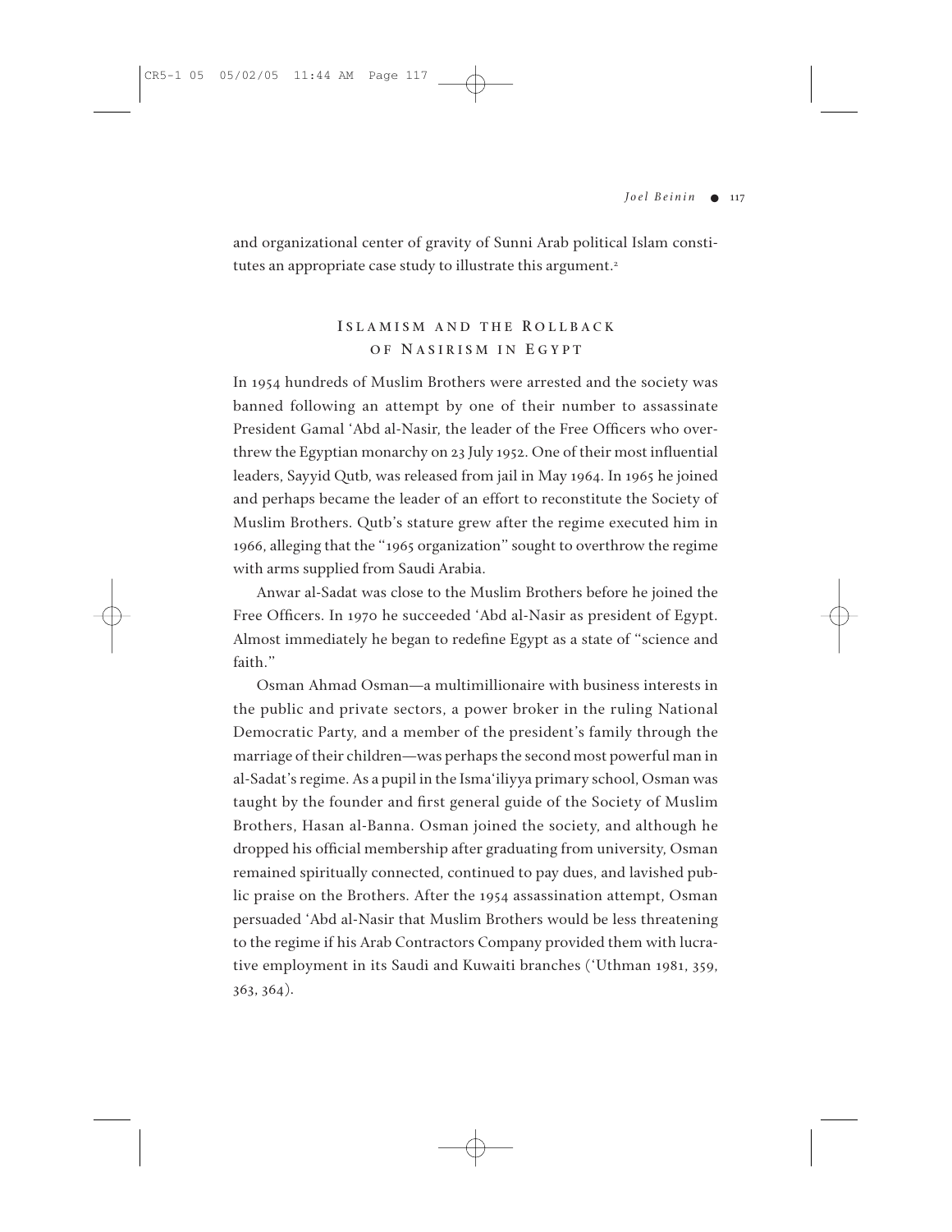and organizational center of gravity of Sunni Arab political Islam constitutes an appropriate case study to illustrate this argument.[2]

## Islamism and the Rollback of Nasirism in Egypt

In 1954 hundreds of Muslim Brothers were arrested and the society was banned following an attempt by one of their number to assassinate President Gamal ʻAbd al-Nasir, the leader of the Free Officers who overthrew the Egyptian monarchy on 23 July 1952. One of their most influential leaders, Sayyid Qutb, was released from jail in May 1964. In 1965 he joined and perhaps became the leader of an effort to reconstitute the Society of Muslim Brothers. Qutb's stature grew after the regime executed him in 1966, alleging that the "1965 organization" sought to overthrow the regime with arms supplied from Saudi Arabia.

Anwar al-Sadat was close to the Muslim Brothers before he joined the Free Officers. In 1970 he succeeded ʻAbd al-Nasir as president of Egypt. Almost immediately he began to redefine Egypt as a state of "science and faith."

Osman Ahmad Osman—a multimillionaire with business interests in the public and private sectors, a power broker in the ruling National Democratic Party, and a member of the president's family through the marriage of their children—was perhaps the second most powerful man in al-Sadat's regime. As a pupil in the Ismaʻiliyya primary school, Osman was taught by the founder and first general guide of the Society of Muslim Brothers, Hasan al-Banna. Osman joined the society, and although he dropped his official membership after graduating from university, Osman remained spiritually connected, continued to pay dues, and lavished public praise on the Brothers. After the 1954 assassination attempt, Osman persuaded ʻAbd al-Nasir that Muslim Brothers would be less threatening to the regime if his Arab Contractors Company provided them with lucrative employment in its Saudi and Kuwaiti branches (ʻUthman 1981, 359, 363, 364).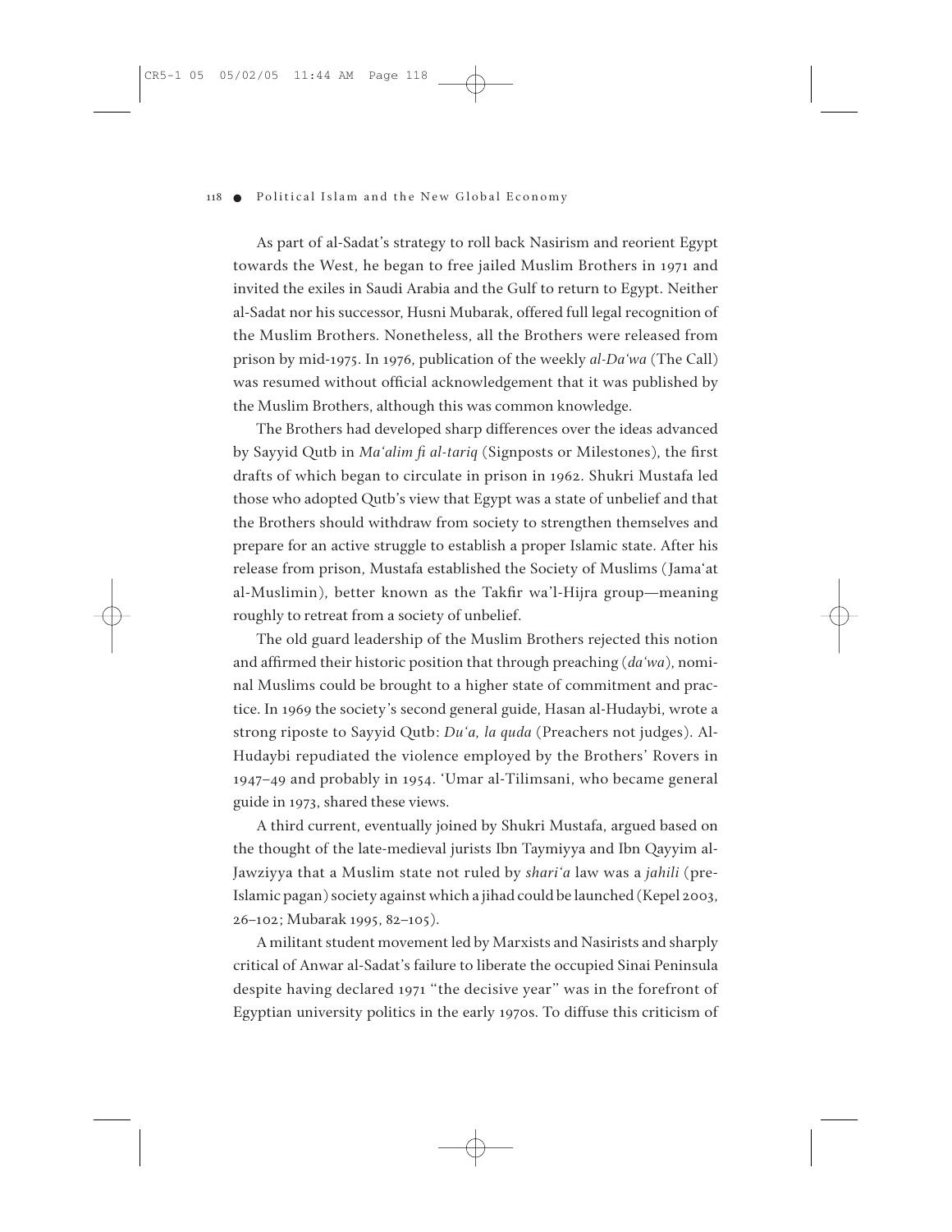As part of al-Sadat's strategy to roll back Nasirism and reorient Egypt towards the West, he began to free jailed Muslim Brothers in 1971 and invited the exiles in Saudi Arabia and the Gulf to return to Egypt. Neither al-Sadat nor his successor, Husni Mubarak, offered full legal recognition of the Muslim Brothers. Nonetheless, all the Brothers were released from prison by mid-1975. In 1976, publication of the weekly *al-Da'wa* (The Call) was resumed without official acknowledgement that it was published by the Muslim Brothers, although this was common knowledge.

The Brothers had developed sharp differences over the ideas advanced by Sayyid Qutb in *Ma'alim fi al-tariq* (Signposts or Milestones), the first drafts of which began to circulate in prison in 1962. Shukri Mustafa led those who adopted Qutb's view that Egypt was a state of unbelief and that the Brothers should withdraw from society to strengthen themselves and prepare for an active struggle to establish a proper Islamic state. After his release from prison, Mustafa established the Society of Muslims (Jama'at al-Muslimin), better known as the Takfir wa'l-Hijra group—meaning roughly to retreat from a society of unbelief.

The old guard leadership of the Muslim Brothers rejected this notion and affirmed their historic position that through preaching (*da'wa*), nominal Muslims could be brought to a higher state of commitment and practice. In 1969 the society's second general guide, Hasan al-Hudaybi, wrote a strong riposte to Sayyid Qutb: *Du'a, la quda* (Preachers not judges). Al-Hudaybi repudiated the violence employed by the Brothers' Rovers in 1947–49 and probably in 1954. 'Umar al-Tilimsani, who became general guide in 1973, shared these views.

A third current, eventually joined by Shukri Mustafa, argued based on the thought of the late-medieval jurists Ibn Taymiyya and Ibn Qayyim al-Jawziyya that a Muslim state not ruled by *shari'a* law was a *jahili* (pre-Islamic pagan) society against which a jihad could be launched (Kepel 2003, 26–102; Mubarak 1995, 82–105).

A militant student movement led by Marxists and Nasirists and sharply critical of Anwar al-Sadat's failure to liberate the occupied Sinai Peninsula despite having declared 1971 "the decisive year" was in the forefront of Egyptian university politics in the early 1970s. To diffuse this criticism of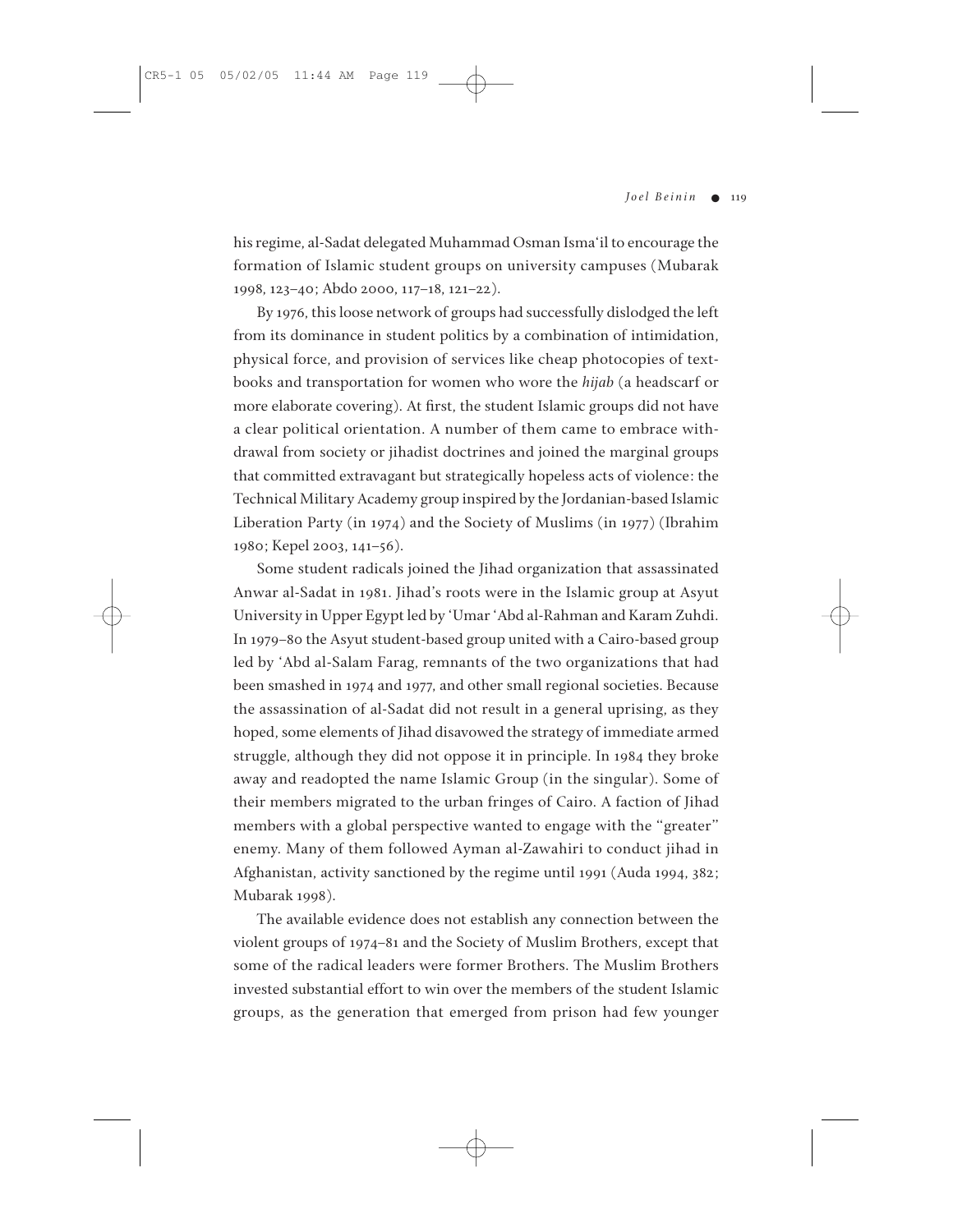his regime, al-Sadat delegated Muhammad Osman Isma'il to encourage the formation of Islamic student groups on university campuses (Mubarak 1998, 123–40; Abdo 2000, 117–18, 121–22).

By 1976, this loose network of groups had successfully dislodged the left from its dominance in student politics by a combination of intimidation, physical force, and provision of services like cheap photocopies of textbooks and transportation for women who wore the *hijab* (a headscarf or more elaborate covering). At first, the student Islamic groups did not have a clear political orientation. A number of them came to embrace withdrawal from society or jihadist doctrines and joined the marginal groups that committed extravagant but strategically hopeless acts of violence: the Technical Military Academy group inspired by the Jordanian-based Islamic Liberation Party (in 1974) and the Society of Muslims (in 1977) (Ibrahim 1980; Kepel 2003, 141–56).

Some student radicals joined the Jihad organization that assassinated Anwar al-Sadat in 1981. Jihad's roots were in the Islamic group at Asyut University in Upper Egypt led by 'Umar 'Abd al-Rahman and Karam Zuhdi. In 1979–80 the Asyut student-based group united with a Cairo-based group led by 'Abd al-Salam Farag, remnants of the two organizations that had been smashed in 1974 and 1977, and other small regional societies. Because the assassination of al-Sadat did not result in a general uprising, as they hoped, some elements of Jihad disavowed the strategy of immediate armed struggle, although they did not oppose it in principle. In 1984 they broke away and readopted the name Islamic Group (in the singular). Some of their members migrated to the urban fringes of Cairo. A faction of Jihad members with a global perspective wanted to engage with the "greater" enemy. Many of them followed Ayman al-Zawahiri to conduct jihad in Afghanistan, activity sanctioned by the regime until 1991 (Auda 1994, 382; Mubarak 1998).

The available evidence does not establish any connection between the violent groups of 1974–81 and the Society of Muslim Brothers, except that some of the radical leaders were former Brothers. The Muslim Brothers invested substantial effort to win over the members of the student Islamic groups, as the generation that emerged from prison had few younger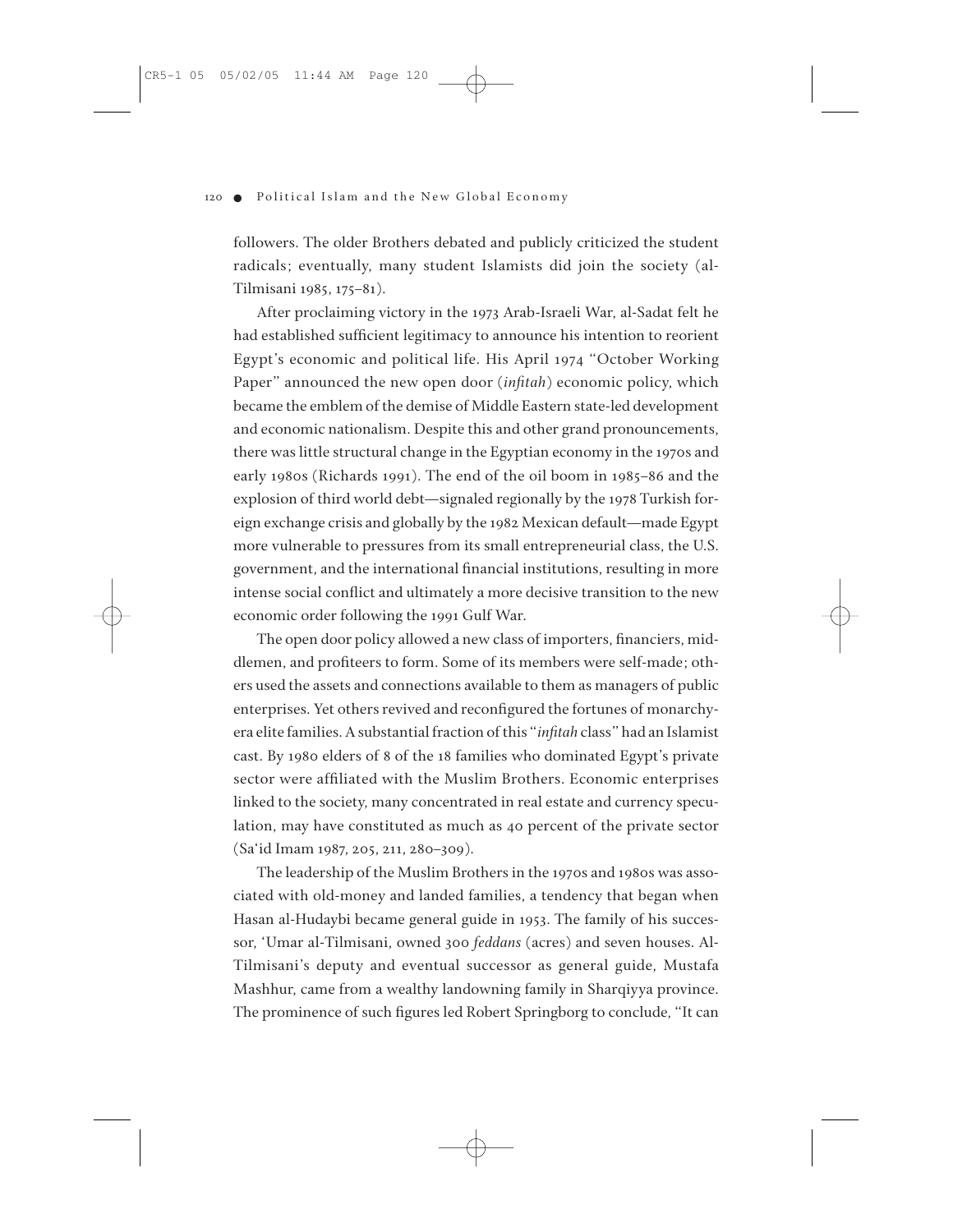followers. The older Brothers debated and publicly criticized the student radicals; eventually, many student Islamists did join the society (al-Tilmisani 1985, 175–81).

After proclaiming victory in the 1973 Arab-Israeli War, al-Sadat felt he had established sufficient legitimacy to announce his intention to reorient Egypt's economic and political life. His April 1974 "October Working Paper" announced the new open door (*infitah*) economic policy, which became the emblem of the demise of Middle Eastern state-led development and economic nationalism. Despite this and other grand pronouncements, there was little structural change in the Egyptian economy in the 1970s and early 1980s (Richards 1991). The end of the oil boom in 1985–86 and the explosion of third world debt—signaled regionally by the 1978 Turkish foreign exchange crisis and globally by the 1982 Mexican default—made Egypt more vulnerable to pressures from its small entrepreneurial class, the U.S. government, and the international financial institutions, resulting in more intense social conflict and ultimately a more decisive transition to the new economic order following the 1991 Gulf War.

The open door policy allowed a new class of importers, financiers, middlemen, and profiteers to form. Some of its members were self-made; others used the assets and connections available to them as managers of public enterprises. Yet others revived and reconfigured the fortunes of monarchy-era elite families. A substantial fraction of this "*infitah* class" had an Islamist cast. By 1980 elders of 8 of the 18 families who dominated Egypt's private sector were affiliated with the Muslim Brothers. Economic enterprises linked to the society, many concentrated in real estate and currency speculation, may have constituted as much as 40 percent of the private sector (Sa'id Imam 1987, 205, 211, 280–309).

The leadership of the Muslim Brothers in the 1970s and 1980s was associated with old-money and landed families, a tendency that began when Hasan al-Hudaybi became general guide in 1953. The family of his successor, 'Umar al-Tilmisani, owned 300 *feddans* (acres) and seven houses. Al-Tilmisani's deputy and eventual successor as general guide, Mustafa Mashhur, came from a wealthy landowning family in Sharqiyya province. The prominence of such figures led Robert Springborg to conclude, "It can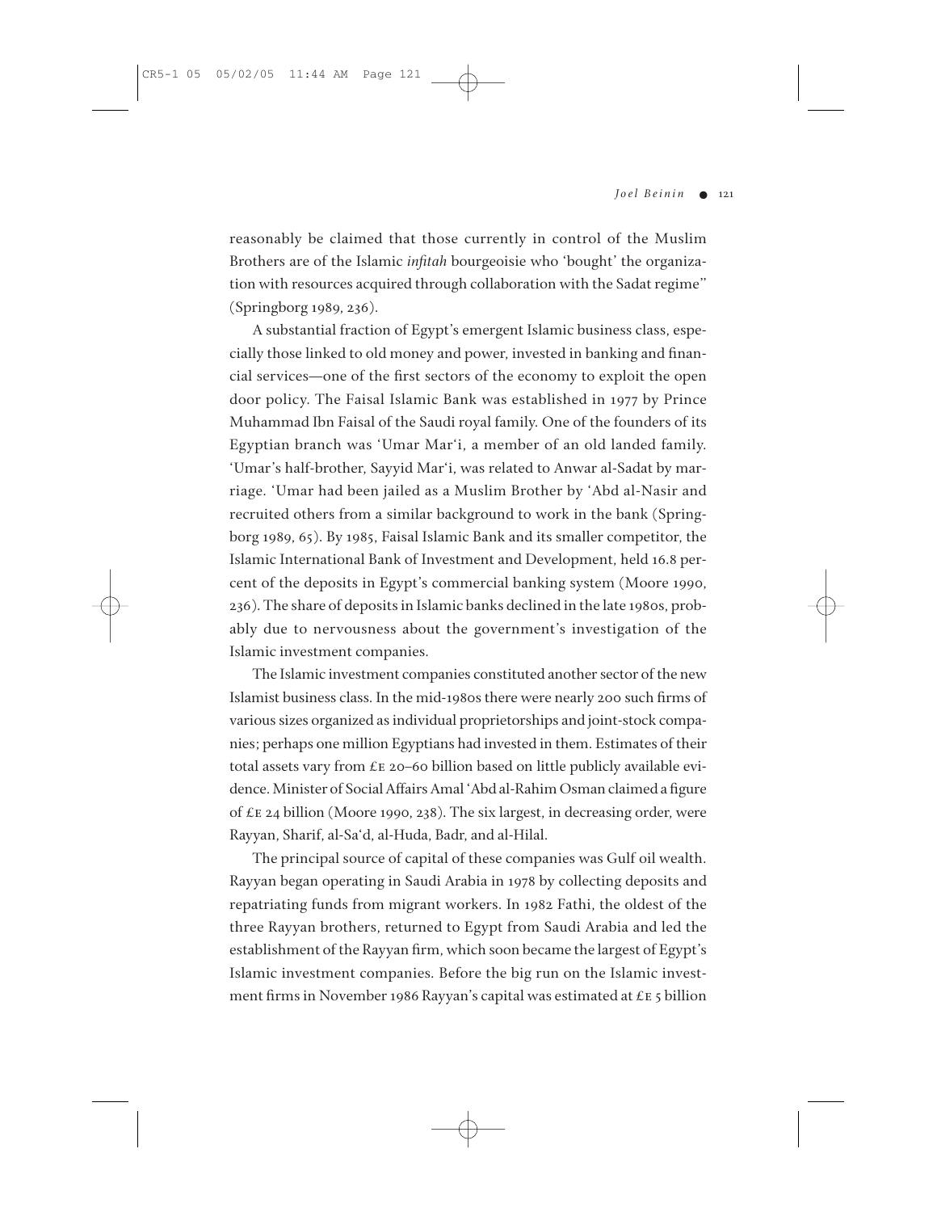reasonably be claimed that those currently in control of the Muslim Brothers are of the Islamic *infitah* bourgeoisie who 'bought' the organization with resources acquired through collaboration with the Sadat regime" (Springborg 1989, 236).

A substantial fraction of Egypt's emergent Islamic business class, especially those linked to old money and power, invested in banking and financial services—one of the first sectors of the economy to exploit the open door policy. The Faisal Islamic Bank was established in 1977 by Prince Muhammad Ibn Faisal of the Saudi royal family. One of the founders of its Egyptian branch was 'Umar Mar'i, a member of an old landed family. 'Umar's half-brother, Sayyid Mar'i, was related to Anwar al-Sadat by marriage. 'Umar had been jailed as a Muslim Brother by 'Abd al-Nasir and recruited others from a similar background to work in the bank (Springborg 1989, 65). By 1985, Faisal Islamic Bank and its smaller competitor, the Islamic International Bank of Investment and Development, held 16.8 percent of the deposits in Egypt's commercial banking system (Moore 1990, 236). The share of deposits in Islamic banks declined in the late 1980s, probably due to nervousness about the government's investigation of the Islamic investment companies.

The Islamic investment companies constituted another sector of the new Islamist business class. In the mid-1980s there were nearly 200 such firms of various sizes organized as individual proprietorships and joint-stock companies; perhaps one million Egyptians had invested in them. Estimates of their total assets vary from £E 20–60 billion based on little publicly available evidence. Minister of Social Affairs Amal 'Abd al-Rahim Osman claimed a figure of £E 24 billion (Moore 1990, 238). The six largest, in decreasing order, were Rayyan, Sharif, al-Sa'd, al-Huda, Badr, and al-Hilal.

The principal source of capital of these companies was Gulf oil wealth. Rayyan began operating in Saudi Arabia in 1978 by collecting deposits and repatriating funds from migrant workers. In 1982 Fathi, the oldest of the three Rayyan brothers, returned to Egypt from Saudi Arabia and led the establishment of the Rayyan firm, which soon became the largest of Egypt's Islamic investment companies. Before the big run on the Islamic investment firms in November 1986 Rayyan's capital was estimated at £E 5 billion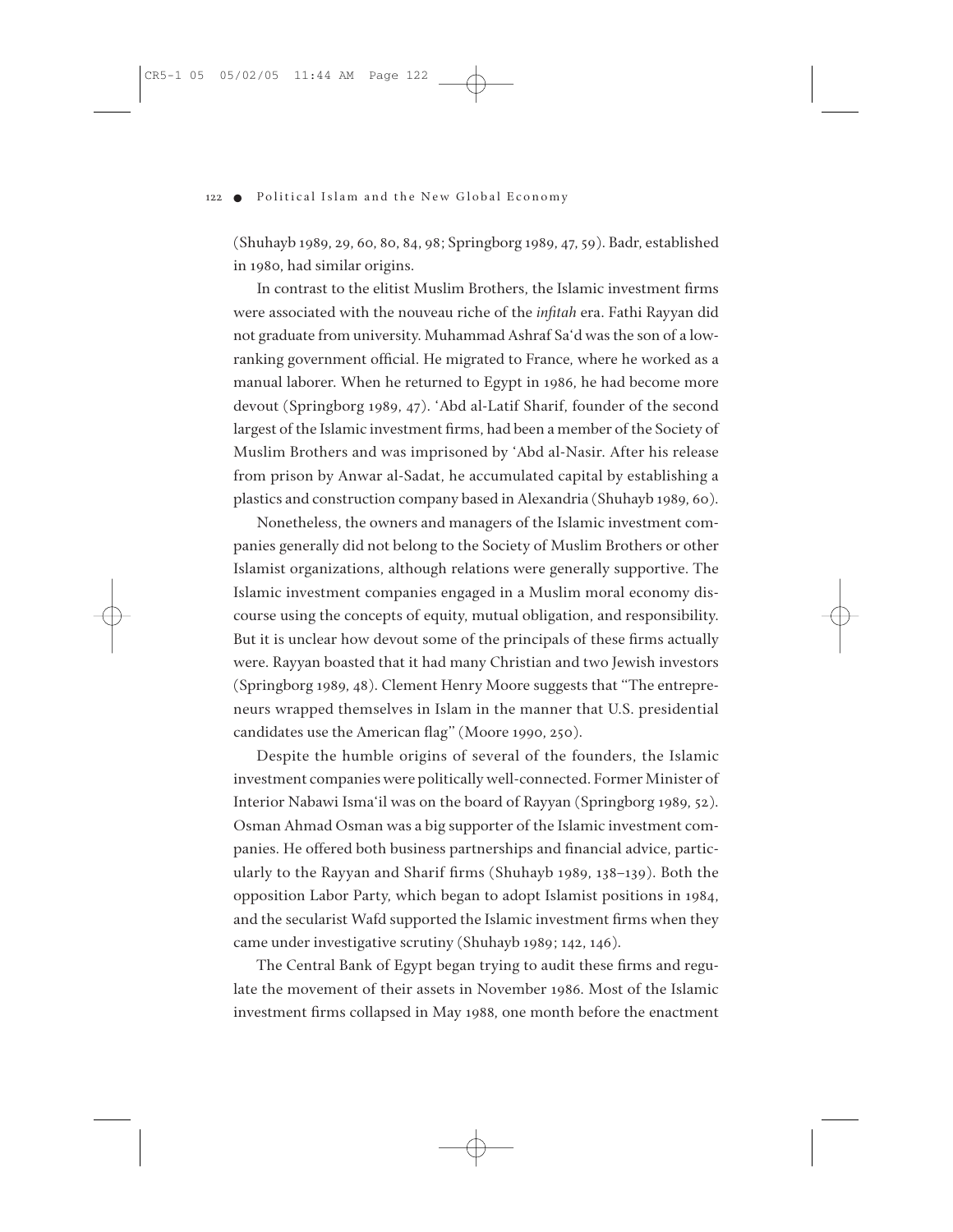(Shuhayb 1989, 29, 60, 80, 84, 98; Springborg 1989, 47, 59). Badr, established in 1980, had similar origins.

In contrast to the elitist Muslim Brothers, the Islamic investment firms were associated with the nouveau riche of the *infitah* era. Fathi Rayyan did not graduate from university. Muhammad Ashraf Sa'd was the son of a low-ranking government official. He migrated to France, where he worked as a manual laborer. When he returned to Egypt in 1986, he had become more devout (Springborg 1989, 47). 'Abd al-Latif Sharif, founder of the second largest of the Islamic investment firms, had been a member of the Society of Muslim Brothers and was imprisoned by 'Abd al-Nasir. After his release from prison by Anwar al-Sadat, he accumulated capital by establishing a plastics and construction company based in Alexandria (Shuhayb 1989, 60).

Nonetheless, the owners and managers of the Islamic investment companies generally did not belong to the Society of Muslim Brothers or other Islamist organizations, although relations were generally supportive. The Islamic investment companies engaged in a Muslim moral economy discourse using the concepts of equity, mutual obligation, and responsibility. But it is unclear how devout some of the principals of these firms actually were. Rayyan boasted that it had many Christian and two Jewish investors (Springborg 1989, 48). Clement Henry Moore suggests that "The entrepreneurs wrapped themselves in Islam in the manner that U.S. presidential candidates use the American flag" (Moore 1990, 250).

Despite the humble origins of several of the founders, the Islamic investment companies were politically well-connected. Former Minister of Interior Nabawi Isma'il was on the board of Rayyan (Springborg 1989, 52). Osman Ahmad Osman was a big supporter of the Islamic investment companies. He offered both business partnerships and financial advice, particularly to the Rayyan and Sharif firms (Shuhayb 1989, 138–139). Both the opposition Labor Party, which began to adopt Islamist positions in 1984, and the secularist Wafd supported the Islamic investment firms when they came under investigative scrutiny (Shuhayb 1989; 142, 146).

The Central Bank of Egypt began trying to audit these firms and regulate the movement of their assets in November 1986. Most of the Islamic investment firms collapsed in May 1988, one month before the enactment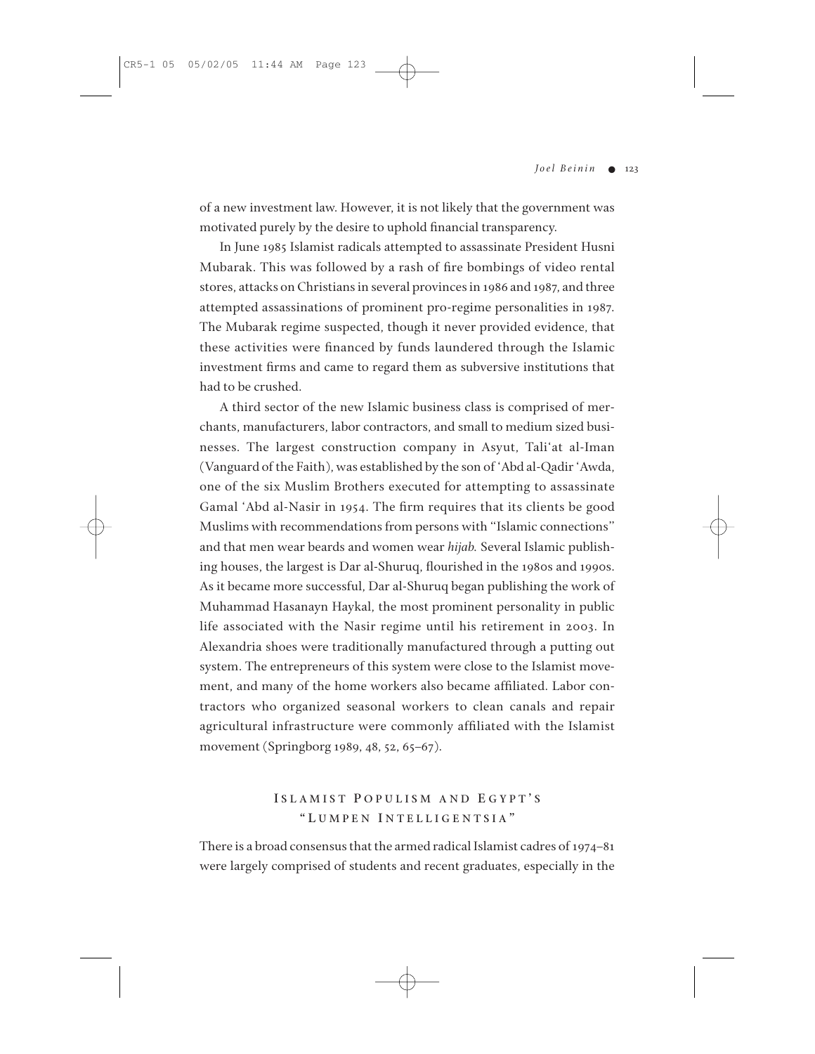of a new investment law. However, it is not likely that the government was motivated purely by the desire to uphold financial transparency.

In June 1985 Islamist radicals attempted to assassinate President Husni Mubarak. This was followed by a rash of fire bombings of video rental stores, attacks on Christians in several provinces in 1986 and 1987, and three attempted assassinations of prominent pro-regime personalities in 1987. The Mubarak regime suspected, though it never provided evidence, that these activities were financed by funds laundered through the Islamic investment firms and came to regard them as subversive institutions that had to be crushed.

A third sector of the new Islamic business class is comprised of merchants, manufacturers, labor contractors, and small to medium sized businesses. The largest construction company in Asyut, Tali'at al-Iman (Vanguard of the Faith), was established by the son of 'Abd al-Qadir 'Awda, one of the six Muslim Brothers executed for attempting to assassinate Gamal 'Abd al-Nasir in 1954. The firm requires that its clients be good Muslims with recommendations from persons with "Islamic connections" and that men wear beards and women wear *hijab.* Several Islamic publishing houses, the largest is Dar al-Shuruq, flourished in the 1980s and 1990s. As it became more successful, Dar al-Shuruq began publishing the work of Muhammad Hasanayn Haykal, the most prominent personality in public life associated with the Nasir regime until his retirement in 2003. In Alexandria shoes were traditionally manufactured through a putting out system. The entrepreneurs of this system were close to the Islamist movement, and many of the home workers also became affiliated. Labor contractors who organized seasonal workers to clean canals and repair agricultural infrastructure were commonly affiliated with the Islamist movement (Springborg 1989, 48, 52, 65–67).

## Islamist Populism and Egypt's "Lumpen Intelligentsia"

There is a broad consensus that the armed radical Islamist cadres of 1974–81 were largely comprised of students and recent graduates, especially in the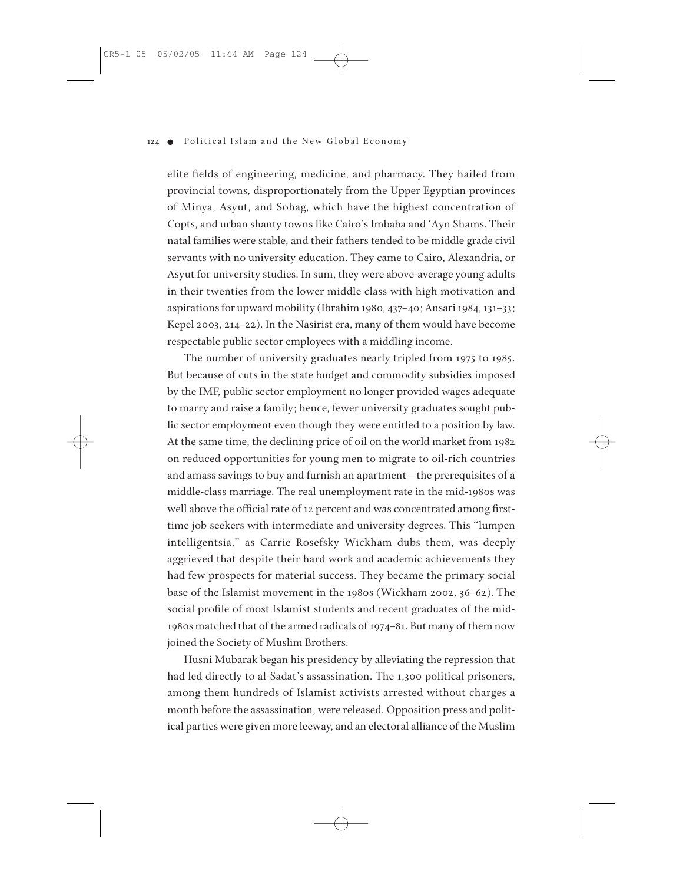elite fields of engineering, medicine, and pharmacy. They hailed from provincial towns, disproportionately from the Upper Egyptian provinces of Minya, Asyut, and Sohag, which have the highest concentration of Copts, and urban shanty towns like Cairo's Imbaba and 'Ayn Shams. Their natal families were stable, and their fathers tended to be middle grade civil servants with no university education. They came to Cairo, Alexandria, or Asyut for university studies. In sum, they were above-average young adults in their twenties from the lower middle class with high motivation and aspirations for upward mobility (Ibrahim 1980, 437–40; Ansari 1984, 131–33; Kepel 2003, 214–22). In the Nasirist era, many of them would have become respectable public sector employees with a middling income.

The number of university graduates nearly tripled from 1975 to 1985. But because of cuts in the state budget and commodity subsidies imposed by the IMF, public sector employment no longer provided wages adequate to marry and raise a family; hence, fewer university graduates sought public sector employment even though they were entitled to a position by law. At the same time, the declining price of oil on the world market from 1982 on reduced opportunities for young men to migrate to oil-rich countries and amass savings to buy and furnish an apartment—the prerequisites of a middle-class marriage. The real unemployment rate in the mid-1980s was well above the official rate of 12 percent and was concentrated among first-time job seekers with intermediate and university degrees. This "lumpen intelligentsia," as Carrie Rosefsky Wickham dubs them, was deeply aggrieved that despite their hard work and academic achievements they had few prospects for material success. They became the primary social base of the Islamist movement in the 1980s (Wickham 2002, 36–62). The social profile of most Islamist students and recent graduates of the mid-1980s matched that of the armed radicals of 1974–81. But many of them now joined the Society of Muslim Brothers.

Husni Mubarak began his presidency by alleviating the repression that had led directly to al-Sadat's assassination. The 1,300 political prisoners, among them hundreds of Islamist activists arrested without charges a month before the assassination, were released. Opposition press and political parties were given more leeway, and an electoral alliance of the Muslim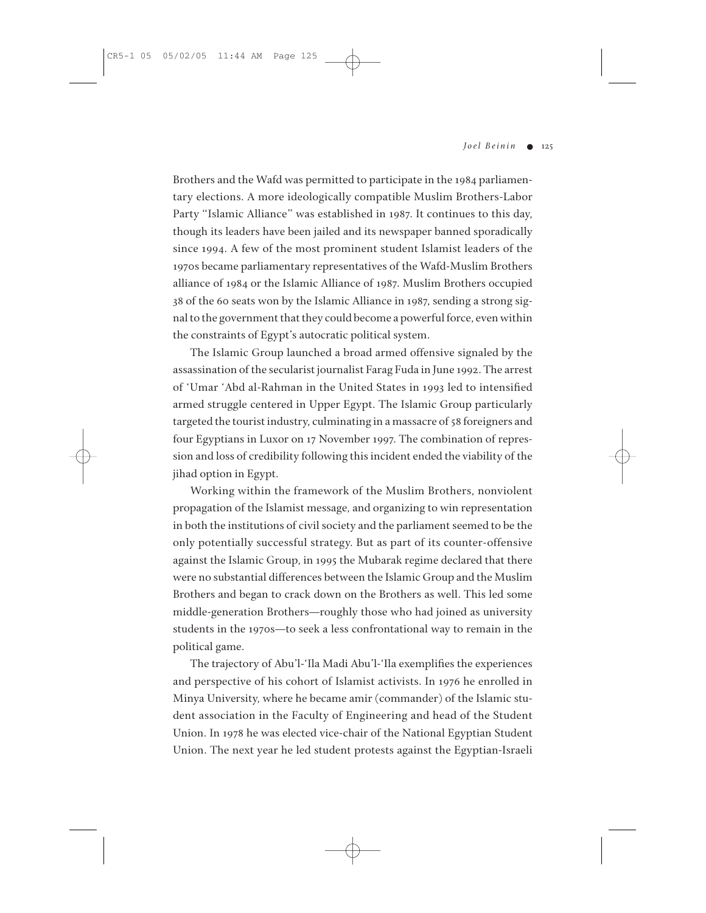Brothers and the Wafd was permitted to participate in the 1984 parliamentary elections. A more ideologically compatible Muslim Brothers-Labor Party "Islamic Alliance" was established in 1987. It continues to this day, though its leaders have been jailed and its newspaper banned sporadically since 1994. A few of the most prominent student Islamist leaders of the 1970s became parliamentary representatives of the Wafd-Muslim Brothers alliance of 1984 or the Islamic Alliance of 1987. Muslim Brothers occupied 38 of the 60 seats won by the Islamic Alliance in 1987, sending a strong signal to the government that they could become a powerful force, even within the constraints of Egypt's autocratic political system.

The Islamic Group launched a broad armed offensive signaled by the assassination of the secularist journalist Farag Fuda in June 1992. The arrest of 'Umar 'Abd al-Rahman in the United States in 1993 led to intensified armed struggle centered in Upper Egypt. The Islamic Group particularly targeted the tourist industry, culminating in a massacre of 58 foreigners and four Egyptians in Luxor on 17 November 1997. The combination of repression and loss of credibility following this incident ended the viability of the jihad option in Egypt.

Working within the framework of the Muslim Brothers, nonviolent propagation of the Islamist message, and organizing to win representation in both the institutions of civil society and the parliament seemed to be the only potentially successful strategy. But as part of its counter-offensive against the Islamic Group, in 1995 the Mubarak regime declared that there were no substantial differences between the Islamic Group and the Muslim Brothers and began to crack down on the Brothers as well. This led some middle-generation Brothers—roughly those who had joined as university students in the 1970s—to seek a less confrontational way to remain in the political game.

The trajectory of Abu'l-'Ila Madi Abu'l-'Ila exemplifies the experiences and perspective of his cohort of Islamist activists. In 1976 he enrolled in Minya University, where he became amir (commander) of the Islamic student association in the Faculty of Engineering and head of the Student Union. In 1978 he was elected vice-chair of the National Egyptian Student Union. The next year he led student protests against the Egyptian-Israeli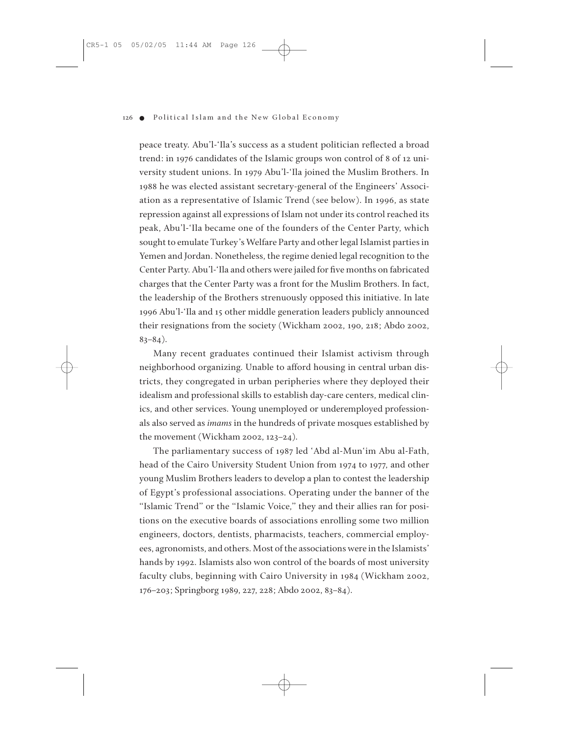peace treaty. Abu'l-'Ila's success as a student politician reflected a broad trend: in 1976 candidates of the Islamic groups won control of 8 of 12 university student unions. In 1979 Abu'l-'Ila joined the Muslim Brothers. In 1988 he was elected assistant secretary-general of the Engineers' Association as a representative of Islamic Trend (see below). In 1996, as state repression against all expressions of Islam not under its control reached its peak, Abu'l-'Ila became one of the founders of the Center Party, which sought to emulate Turkey's Welfare Party and other legal Islamist parties in Yemen and Jordan. Nonetheless, the regime denied legal recognition to the Center Party. Abu'l-'Ila and others were jailed for five months on fabricated charges that the Center Party was a front for the Muslim Brothers. In fact, the leadership of the Brothers strenuously opposed this initiative. In late 1996 Abu'l-'Ila and 15 other middle generation leaders publicly announced their resignations from the society (Wickham 2002, 190, 218; Abdo 2002, 83–84).

Many recent graduates continued their Islamist activism through neighborhood organizing. Unable to afford housing in central urban districts, they congregated in urban peripheries where they deployed their idealism and professional skills to establish day-care centers, medical clinics, and other services. Young unemployed or underemployed professionals also served as *imams* in the hundreds of private mosques established by the movement (Wickham 2002, 123–24).

The parliamentary success of 1987 led 'Abd al-Mun'im Abu al-Fath, head of the Cairo University Student Union from 1974 to 1977, and other young Muslim Brothers leaders to develop a plan to contest the leadership of Egypt's professional associations. Operating under the banner of the "Islamic Trend" or the "Islamic Voice," they and their allies ran for positions on the executive boards of associations enrolling some two million engineers, doctors, dentists, pharmacists, teachers, commercial employees, agronomists, and others. Most of the associations were in the Islamists' hands by 1992. Islamists also won control of the boards of most university faculty clubs, beginning with Cairo University in 1984 (Wickham 2002, 176–203; Springborg 1989, 227, 228; Abdo 2002, 83–84).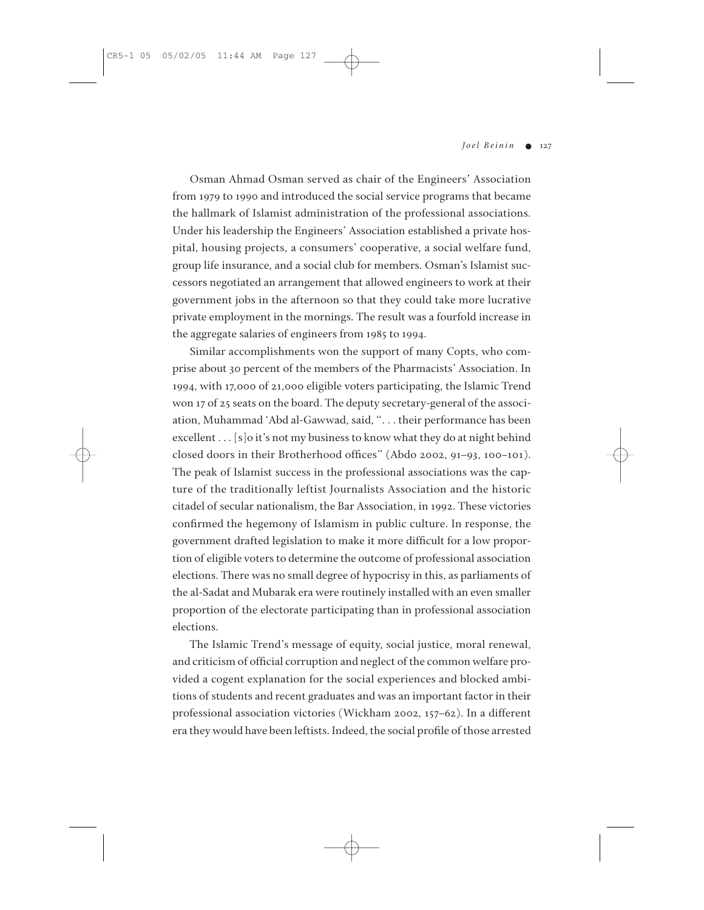Osman Ahmad Osman served as chair of the Engineers' Association from 1979 to 1990 and introduced the social service programs that became the hallmark of Islamist administration of the professional associations. Under his leadership the Engineers' Association established a private hospital, housing projects, a consumers' cooperative, a social welfare fund, group life insurance, and a social club for members. Osman's Islamist successors negotiated an arrangement that allowed engineers to work at their government jobs in the afternoon so that they could take more lucrative private employment in the mornings. The result was a fourfold increase in the aggregate salaries of engineers from 1985 to 1994.

Similar accomplishments won the support of many Copts, who comprise about 30 percent of the members of the Pharmacists' Association. In 1994, with 17,000 of 21,000 eligible voters participating, the Islamic Trend won 17 of 25 seats on the board. The deputy secretary-general of the association, Muhammad 'Abd al-Gawwad, said, ". . . their performance has been excellent . . . [s]o it's not my business to know what they do at night behind closed doors in their Brotherhood offices" (Abdo 2002, 91–93, 100–101). The peak of Islamist success in the professional associations was the capture of the traditionally leftist Journalists Association and the historic citadel of secular nationalism, the Bar Association, in 1992. These victories confirmed the hegemony of Islamism in public culture. In response, the government drafted legislation to make it more difficult for a low proportion of eligible voters to determine the outcome of professional association elections. There was no small degree of hypocrisy in this, as parliaments of the al-Sadat and Mubarak era were routinely installed with an even smaller proportion of the electorate participating than in professional association elections.

The Islamic Trend's message of equity, social justice, moral renewal, and criticism of official corruption and neglect of the common welfare provided a cogent explanation for the social experiences and blocked ambitions of students and recent graduates and was an important factor in their professional association victories (Wickham 2002, 157–62). In a different era they would have been leftists. Indeed, the social profile of those arrested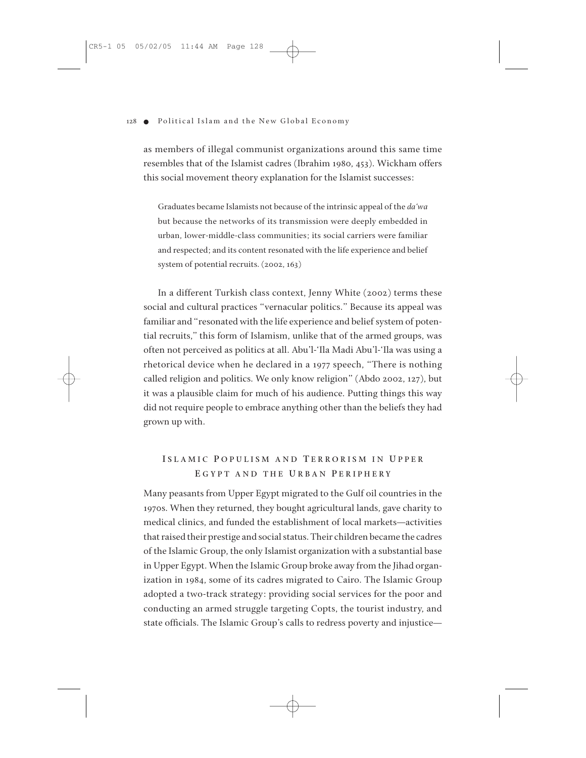as members of illegal communist organizations around this same time resembles that of the Islamist cadres (Ibrahim 1980, 453). Wickham offers this social movement theory explanation for the Islamist successes:

> Graduates became Islamists not because of the intrinsic appeal of the *da'wa* but because the networks of its transmission were deeply embedded in urban, lower-middle-class communities; its social carriers were familiar and respected; and its content resonated with the life experience and belief system of potential recruits. (2002, 163)

In a different Turkish class context, Jenny White (2002) terms these social and cultural practices "vernacular politics." Because its appeal was familiar and "resonated with the life experience and belief system of potential recruits," this form of Islamism, unlike that of the armed groups, was often not perceived as politics at all. Abu'l-'Ila Madi Abu'l-'Ila was using a rhetorical device when he declared in a 1977 speech, "There is nothing called religion and politics. We only know religion" (Abdo 2002, 127), but it was a plausible claim for much of his audience. Putting things this way did not require people to embrace anything other than the beliefs they had grown up with.

## Islamic Populism and Terrorism in Upper Egypt and the Urban Periphery

Many peasants from Upper Egypt migrated to the Gulf oil countries in the 1970s. When they returned, they bought agricultural lands, gave charity to medical clinics, and funded the establishment of local markets—activities that raised their prestige and social status. Their children became the cadres of the Islamic Group, the only Islamist organization with a substantial base in Upper Egypt. When the Islamic Group broke away from the Jihad organization in 1984, some of its cadres migrated to Cairo. The Islamic Group adopted a two-track strategy: providing social services for the poor and conducting an armed struggle targeting Copts, the tourist industry, and state officials. The Islamic Group's calls to redress poverty and injustice—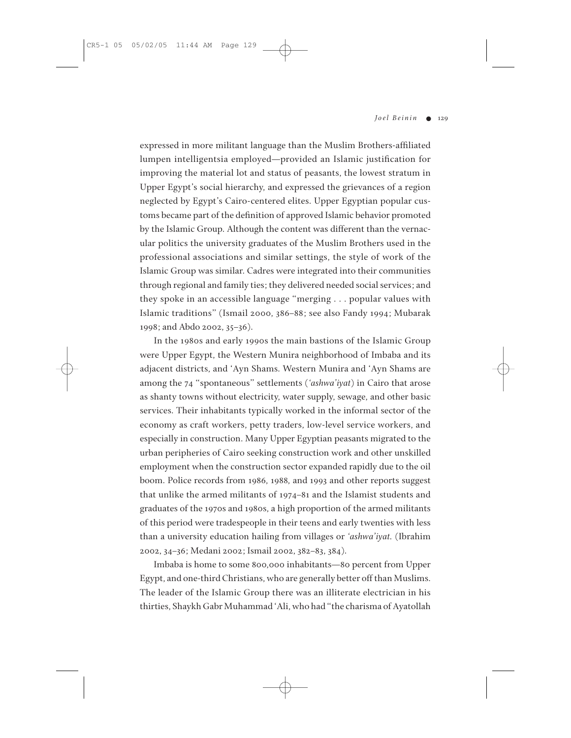expressed in more militant language than the Muslim Brothers-affiliated lumpen intelligentsia employed—provided an Islamic justification for improving the material lot and status of peasants, the lowest stratum in Upper Egypt's social hierarchy, and expressed the grievances of a region neglected by Egypt's Cairo-centered elites. Upper Egyptian popular customs became part of the definition of approved Islamic behavior promoted by the Islamic Group. Although the content was different than the vernacular politics the university graduates of the Muslim Brothers used in the professional associations and similar settings, the style of work of the Islamic Group was similar. Cadres were integrated into their communities through regional and family ties; they delivered needed social services; and they spoke in an accessible language "merging . . . popular values with Islamic traditions" (Ismail 2000, 386–88; see also Fandy 1994; Mubarak 1998; and Abdo 2002, 35–36).

In the 1980s and early 1990s the main bastions of the Islamic Group were Upper Egypt, the Western Munira neighborhood of Imbaba and its adjacent districts, and 'Ayn Shams. Western Munira and 'Ayn Shams are among the 74 "spontaneous" settlements (*'ashwa'iyat*) in Cairo that arose as shanty towns without electricity, water supply, sewage, and other basic services. Their inhabitants typically worked in the informal sector of the economy as craft workers, petty traders, low-level service workers, and especially in construction. Many Upper Egyptian peasants migrated to the urban peripheries of Cairo seeking construction work and other unskilled employment when the construction sector expanded rapidly due to the oil boom. Police records from 1986, 1988, and 1993 and other reports suggest that unlike the armed militants of 1974–81 and the Islamist students and graduates of the 1970s and 1980s, a high proportion of the armed militants of this period were tradespeople in their teens and early twenties with less than a university education hailing from villages or *'ashwa'iyat*. (Ibrahim 2002, 34–36; Medani 2002; Ismail 2002, 382–83, 384).

Imbaba is home to some 800,000 inhabitants—80 percent from Upper Egypt, and one-third Christians, who are generally better off than Muslims. The leader of the Islamic Group there was an illiterate electrician in his thirties, Shaykh Gabr Muhammad 'Ali, who had "the charisma of Ayatollah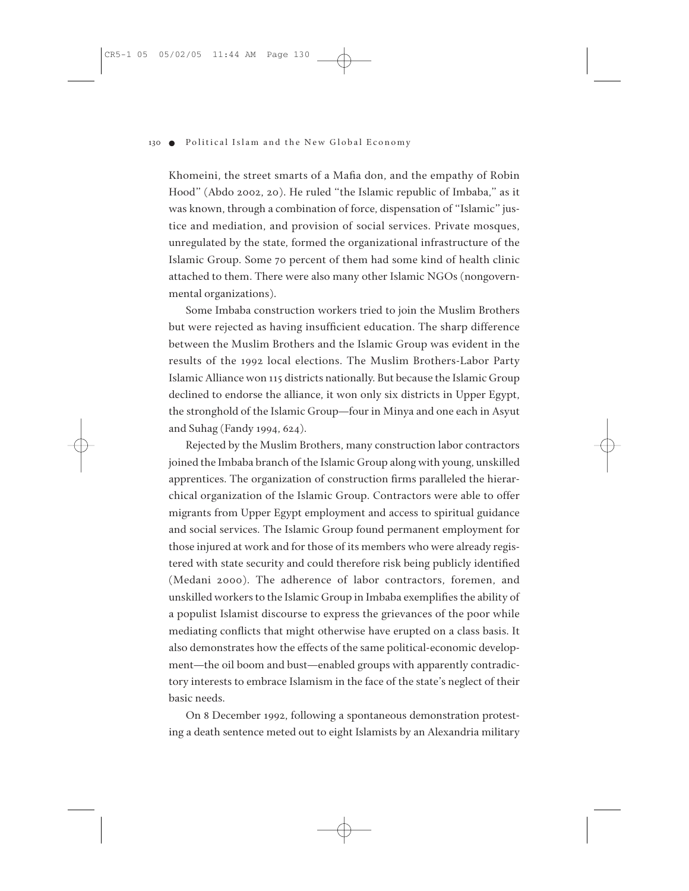Khomeini, the street smarts of a Mafia don, and the empathy of Robin Hood" (Abdo 2002, 20). He ruled "the Islamic republic of Imbaba," as it was known, through a combination of force, dispensation of "Islamic" justice and mediation, and provision of social services. Private mosques, unregulated by the state, formed the organizational infrastructure of the Islamic Group. Some 70 percent of them had some kind of health clinic attached to them. There were also many other Islamic NGOs (nongovernmental organizations).

Some Imbaba construction workers tried to join the Muslim Brothers but were rejected as having insufficient education. The sharp difference between the Muslim Brothers and the Islamic Group was evident in the results of the 1992 local elections. The Muslim Brothers-Labor Party Islamic Alliance won 115 districts nationally. But because the Islamic Group declined to endorse the alliance, it won only six districts in Upper Egypt, the stronghold of the Islamic Group—four in Minya and one each in Asyut and Suhag (Fandy 1994, 624).

Rejected by the Muslim Brothers, many construction labor contractors joined the Imbaba branch of the Islamic Group along with young, unskilled apprentices. The organization of construction firms paralleled the hierarchical organization of the Islamic Group. Contractors were able to offer migrants from Upper Egypt employment and access to spiritual guidance and social services. The Islamic Group found permanent employment for those injured at work and for those of its members who were already registered with state security and could therefore risk being publicly identified (Medani 2000). The adherence of labor contractors, foremen, and unskilled workers to the Islamic Group in Imbaba exemplifies the ability of a populist Islamist discourse to express the grievances of the poor while mediating conflicts that might otherwise have erupted on a class basis. It also demonstrates how the effects of the same political-economic development—the oil boom and bust—enabled groups with apparently contradictory interests to embrace Islamism in the face of the state's neglect of their basic needs.

On 8 December 1992, following a spontaneous demonstration protesting a death sentence meted out to eight Islamists by an Alexandria military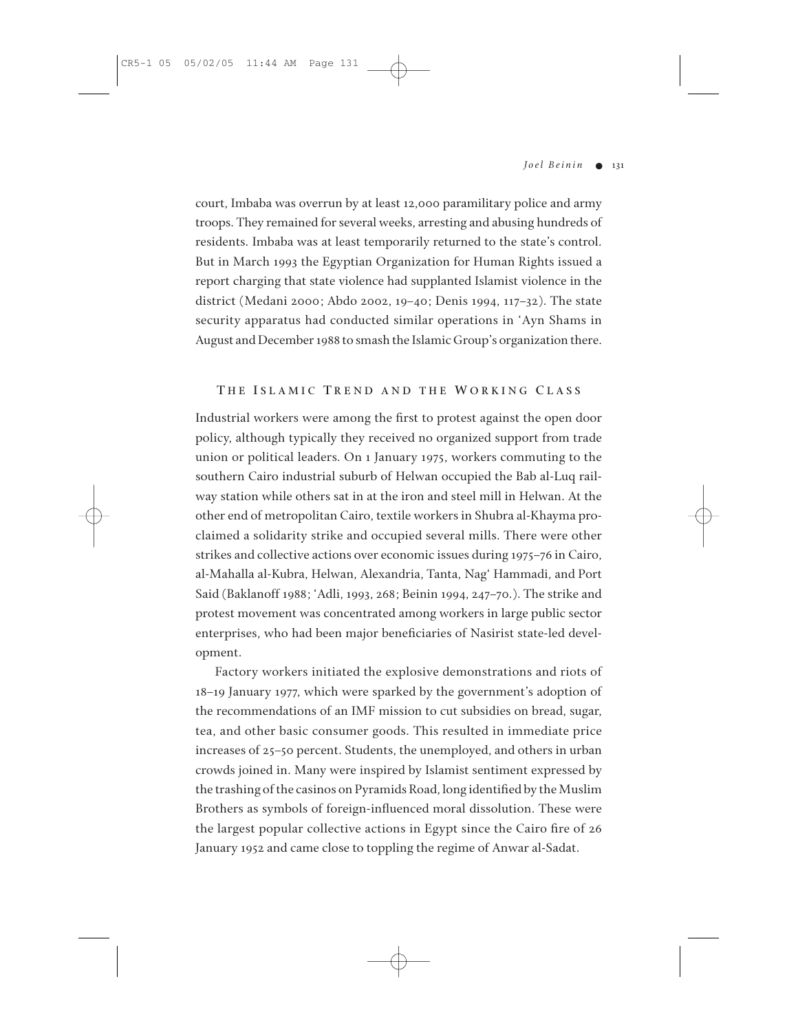court, Imbaba was overrun by at least 12,000 paramilitary police and army troops. They remained for several weeks, arresting and abusing hundreds of residents. Imbaba was at least temporarily returned to the state's control. But in March 1993 the Egyptian Organization for Human Rights issued a report charging that state violence had supplanted Islamist violence in the district (Medani 2000; Abdo 2002, 19–40; Denis 1994, 117–32). The state security apparatus had conducted similar operations in 'Ayn Shams in August and December 1988 to smash the Islamic Group's organization there.

## The Islamic Trend and the Working Class

Industrial workers were among the first to protest against the open door policy, although typically they received no organized support from trade union or political leaders. On 1 January 1975, workers commuting to the southern Cairo industrial suburb of Helwan occupied the Bab al-Luq railway station while others sat in at the iron and steel mill in Helwan. At the other end of metropolitan Cairo, textile workers in Shubra al-Khayma proclaimed a solidarity strike and occupied several mills. There were other strikes and collective actions over economic issues during 1975–76 in Cairo, al-Mahalla al-Kubra, Helwan, Alexandria, Tanta, Nag' Hammadi, and Port Said (Baklanoff 1988; 'Adli, 1993, 268; Beinin 1994, 247–70.). The strike and protest movement was concentrated among workers in large public sector enterprises, who had been major beneficiaries of Nasirist state-led development.

Factory workers initiated the explosive demonstrations and riots of 18–19 January 1977, which were sparked by the government's adoption of the recommendations of an IMF mission to cut subsidies on bread, sugar, tea, and other basic consumer goods. This resulted in immediate price increases of 25–50 percent. Students, the unemployed, and others in urban crowds joined in. Many were inspired by Islamist sentiment expressed by the trashing of the casinos on Pyramids Road, long identified by the Muslim Brothers as symbols of foreign-influenced moral dissolution. These were the largest popular collective actions in Egypt since the Cairo fire of 26 January 1952 and came close to toppling the regime of Anwar al-Sadat.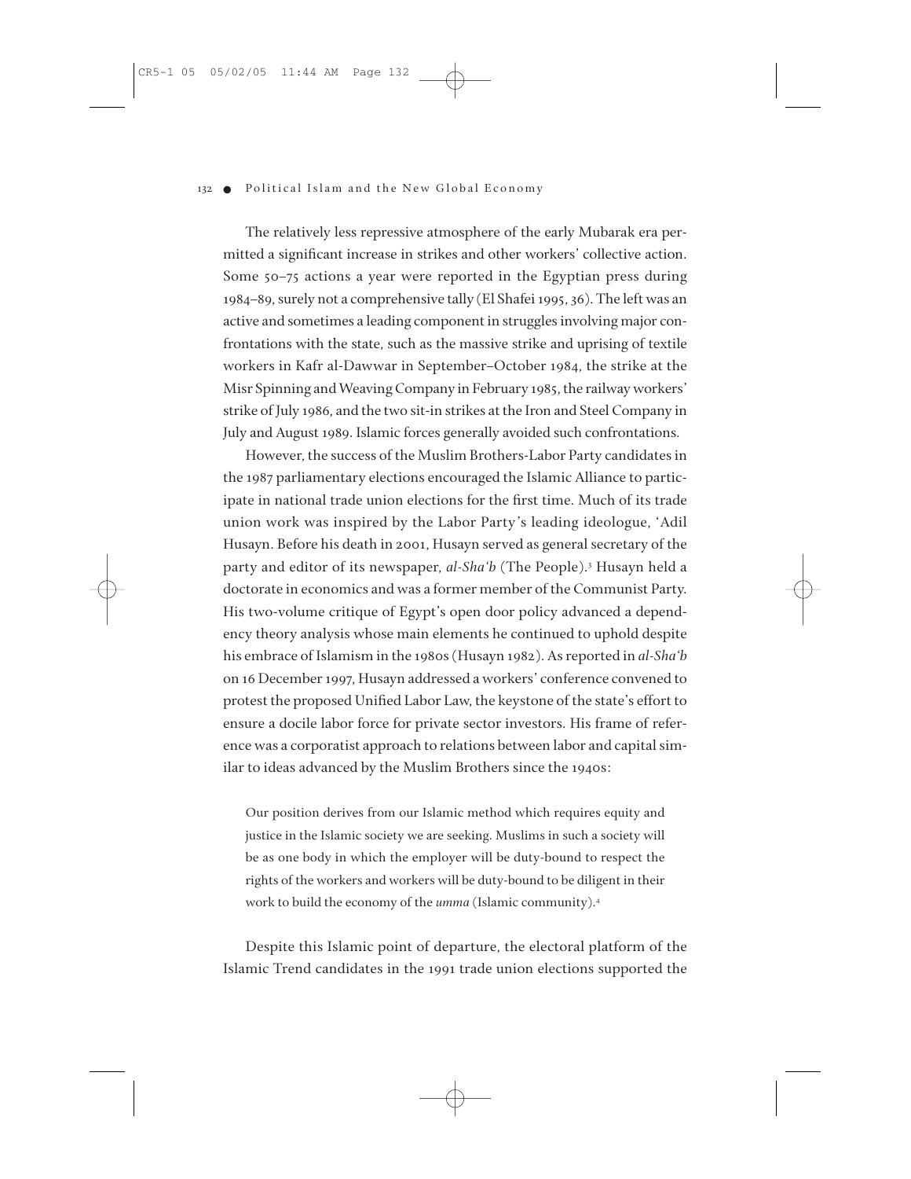The relatively less repressive atmosphere of the early Mubarak era permitted a significant increase in strikes and other workers' collective action. Some 50–75 actions a year were reported in the Egyptian press during 1984–89, surely not a comprehensive tally (El Shafei 1995, 36). The left was an active and sometimes a leading component in struggles involving major confrontations with the state, such as the massive strike and uprising of textile workers in Kafr al-Dawwar in September–October 1984, the strike at the Misr Spinning and Weaving Company in February 1985, the railway workers' strike of July 1986, and the two sit-in strikes at the Iron and Steel Company in July and August 1989. Islamic forces generally avoided such confrontations.

However, the success of the Muslim Brothers-Labor Party candidates in the 1987 parliamentary elections encouraged the Islamic Alliance to participate in national trade union elections for the first time. Much of its trade union work was inspired by the Labor Party's leading ideologue, 'Adil Husayn. Before his death in 2001, Husayn served as general secretary of the party and editor of its newspaper, *al-Sha'b* (The People).[3] Husayn held a doctorate in economics and was a former member of the Communist Party. His two-volume critique of Egypt's open door policy advanced a dependency theory analysis whose main elements he continued to uphold despite his embrace of Islamism in the 1980s (Husayn 1982). As reported in *al-Sha'b* on 16 December 1997, Husayn addressed a workers' conference convened to protest the proposed Unified Labor Law, the keystone of the state's effort to ensure a docile labor force for private sector investors. His frame of reference was a corporatist approach to relations between labor and capital similar to ideas advanced by the Muslim Brothers since the 1940s:

> Our position derives from our Islamic method which requires equity and justice in the Islamic society we are seeking. Muslims in such a society will be as one body in which the employer will be duty-bound to respect the rights of the workers and workers will be duty-bound to be diligent in their work to build the economy of the *umma* (Islamic community).[4]

Despite this Islamic point of departure, the electoral platform of the Islamic Trend candidates in the 1991 trade union elections supported the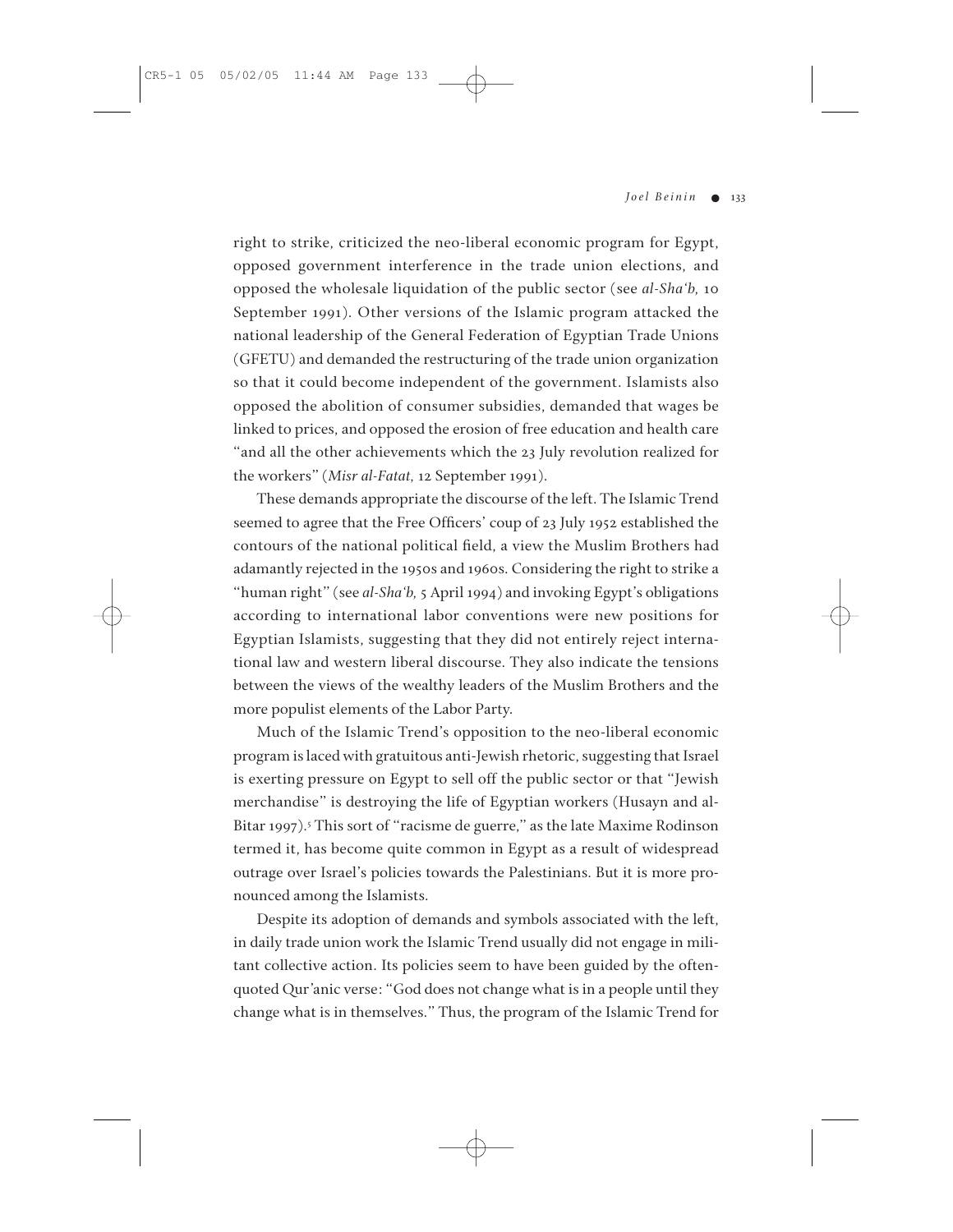right to strike, criticized the neo-liberal economic program for Egypt, opposed government interference in the trade union elections, and opposed the wholesale liquidation of the public sector (see *al-Sha'b,* 10 September 1991). Other versions of the Islamic program attacked the national leadership of the General Federation of Egyptian Trade Unions (GFETU) and demanded the restructuring of the trade union organization so that it could become independent of the government. Islamists also opposed the abolition of consumer subsidies, demanded that wages be linked to prices, and opposed the erosion of free education and health care "and all the other achievements which the 23 July revolution realized for the workers" (*Misr al-Fatat,* 12 September 1991).

These demands appropriate the discourse of the left. The Islamic Trend seemed to agree that the Free Officers' coup of 23 July 1952 established the contours of the national political field, a view the Muslim Brothers had adamantly rejected in the 1950s and 1960s. Considering the right to strike a "human right" (see *al-Sha'b,* 5 April 1994) and invoking Egypt's obligations according to international labor conventions were new positions for Egyptian Islamists, suggesting that they did not entirely reject international law and western liberal discourse. They also indicate the tensions between the views of the wealthy leaders of the Muslim Brothers and the more populist elements of the Labor Party.

Much of the Islamic Trend's opposition to the neo-liberal economic program is laced with gratuitous anti-Jewish rhetoric, suggesting that Israel is exerting pressure on Egypt to sell off the public sector or that "Jewish merchandise" is destroying the life of Egyptian workers (Husayn and al-Bitar 1997).[5] This sort of "racisme de guerre," as the late Maxime Rodinson termed it, has become quite common in Egypt as a result of widespread outrage over Israel's policies towards the Palestinians. But it is more pronounced among the Islamists.

Despite its adoption of demands and symbols associated with the left, in daily trade union work the Islamic Trend usually did not engage in militant collective action. Its policies seem to have been guided by the often-quoted Qur'anic verse: "God does not change what is in a people until they change what is in themselves." Thus, the program of the Islamic Trend for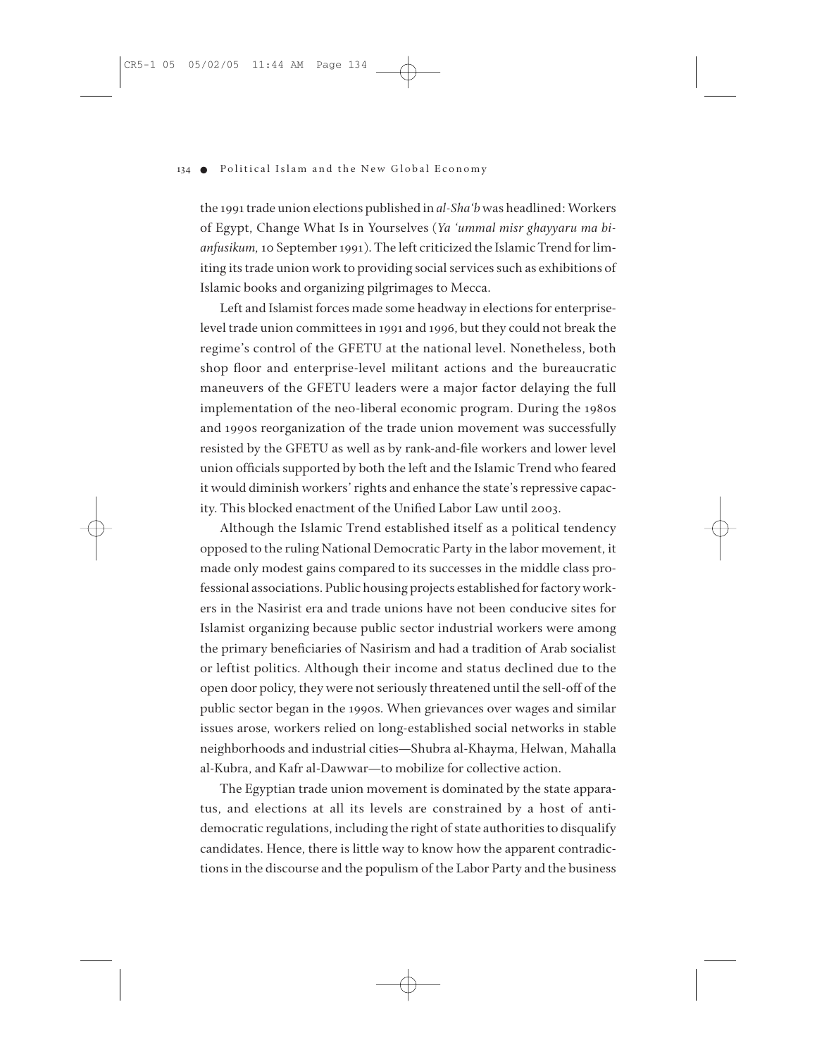the 1991 trade union elections published in *al-Sha'b* was headlined: Workers of Egypt, Change What Is in Yourselves (*Ya 'ummal misr ghayyaru ma bi-anfusikum*, 10 September 1991). The left criticized the Islamic Trend for limiting its trade union work to providing social services such as exhibitions of Islamic books and organizing pilgrimages to Mecca.

Left and Islamist forces made some headway in elections for enterprise-level trade union committees in 1991 and 1996, but they could not break the regime's control of the GFETU at the national level. Nonetheless, both shop floor and enterprise-level militant actions and the bureaucratic maneuvers of the GFETU leaders were a major factor delaying the full implementation of the neo-liberal economic program. During the 1980s and 1990s reorganization of the trade union movement was successfully resisted by the GFETU as well as by rank-and-file workers and lower level union officials supported by both the left and the Islamic Trend who feared it would diminish workers' rights and enhance the state's repressive capacity. This blocked enactment of the Unified Labor Law until 2003.

Although the Islamic Trend established itself as a political tendency opposed to the ruling National Democratic Party in the labor movement, it made only modest gains compared to its successes in the middle class professional associations. Public housing projects established for factory workers in the Nasirist era and trade unions have not been conducive sites for Islamist organizing because public sector industrial workers were among the primary beneficiaries of Nasirism and had a tradition of Arab socialist or leftist politics. Although their income and status declined due to the open door policy, they were not seriously threatened until the sell-off of the public sector began in the 1990s. When grievances over wages and similar issues arose, workers relied on long-established social networks in stable neighborhoods and industrial cities—Shubra al-Khayma, Helwan, Mahalla al-Kubra, and Kafr al-Dawwar—to mobilize for collective action.

The Egyptian trade union movement is dominated by the state apparatus, and elections at all its levels are constrained by a host of anti-democratic regulations, including the right of state authorities to disqualify candidates. Hence, there is little way to know how the apparent contradictions in the discourse and the populism of the Labor Party and the business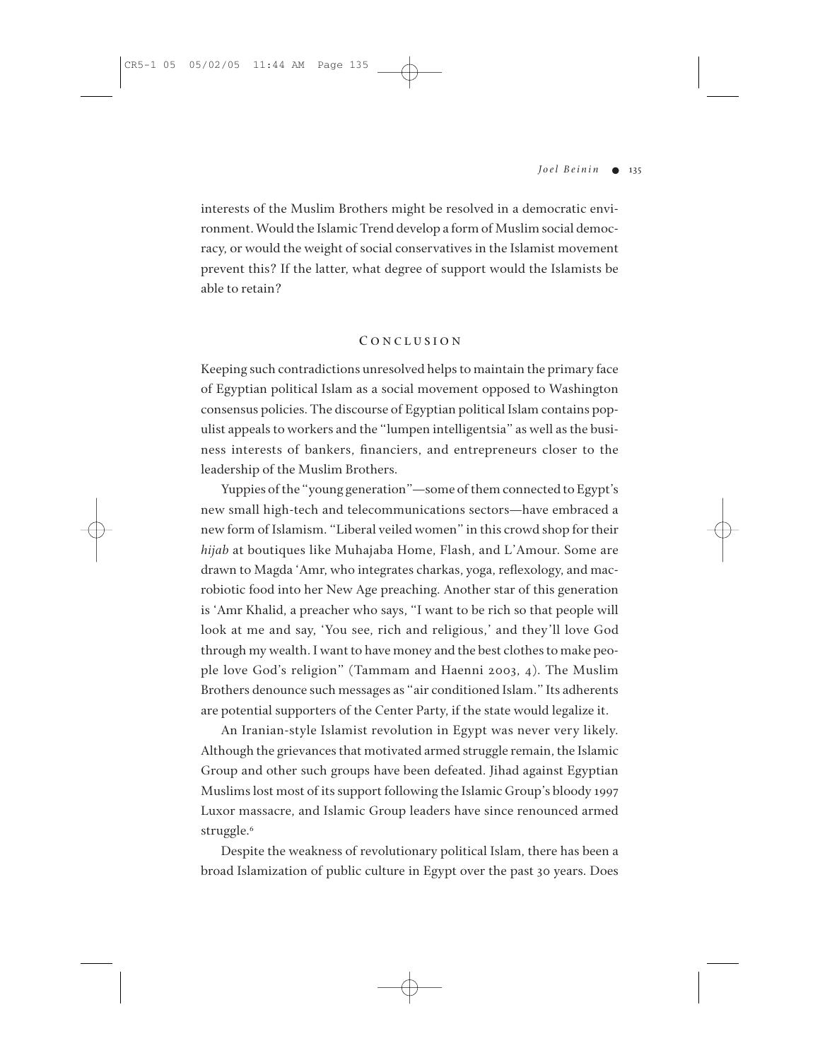interests of the Muslim Brothers might be resolved in a democratic environment. Would the Islamic Trend develop a form of Muslim social democracy, or would the weight of social conservatives in the Islamist movement prevent this? If the latter, what degree of support would the Islamists be able to retain?

## CONCLUSION

Keeping such contradictions unresolved helps to maintain the primary face of Egyptian political Islam as a social movement opposed to Washington consensus policies. The discourse of Egyptian political Islam contains populist appeals to workers and the "lumpen intelligentsia" as well as the business interests of bankers, financiers, and entrepreneurs closer to the leadership of the Muslim Brothers.

Yuppies of the "young generation"—some of them connected to Egypt's new small high-tech and telecommunications sectors—have embraced a new form of Islamism. "Liberal veiled women" in this crowd shop for their *hijab* at boutiques like Muhajaba Home, Flash, and L'Amour. Some are drawn to Magda 'Amr, who integrates charkas, yoga, reflexology, and macrobiotic food into her New Age preaching. Another star of this generation is 'Amr Khalid, a preacher who says, "I want to be rich so that people will look at me and say, 'You see, rich and religious,' and they'll love God through my wealth. I want to have money and the best clothes to make people love God's religion" (Tammam and Haenni 2003, 4). The Muslim Brothers denounce such messages as "air conditioned Islam." Its adherents are potential supporters of the Center Party, if the state would legalize it.

An Iranian-style Islamist revolution in Egypt was never very likely. Although the grievances that motivated armed struggle remain, the Islamic Group and other such groups have been defeated. Jihad against Egyptian Muslims lost most of its support following the Islamic Group's bloody 1997 Luxor massacre, and Islamic Group leaders have since renounced armed struggle.[6]

Despite the weakness of revolutionary political Islam, there has been a broad Islamization of public culture in Egypt over the past 30 years. Does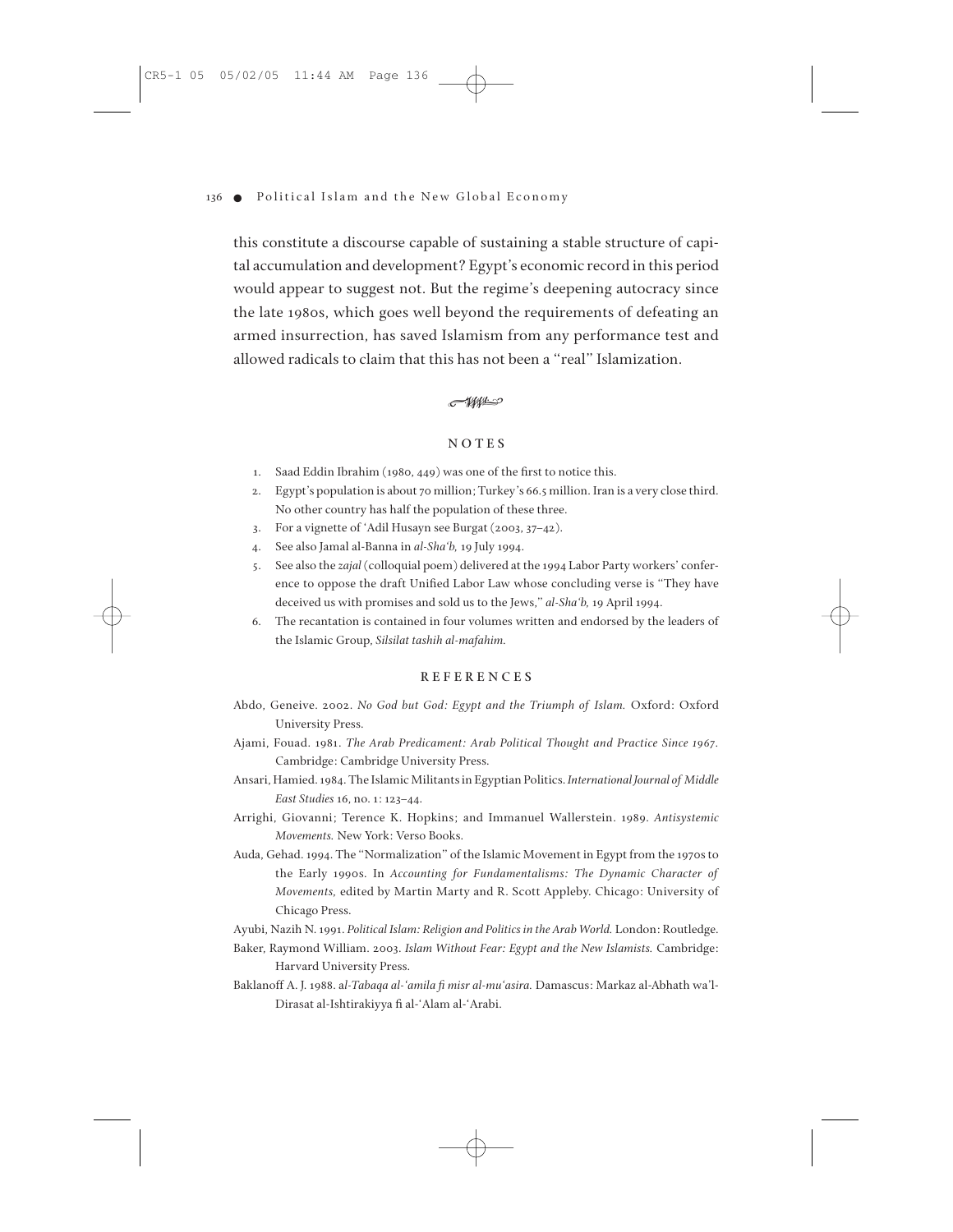this constitute a discourse capable of sustaining a stable structure of capital accumulation and development? Egypt's economic record in this period would appear to suggest not. But the regime's deepening autocracy since the late 1980s, which goes well beyond the requirements of defeating an armed insurrection, has saved Islamism from any performance test and allowed radicals to claim that this has not been a "real" Islamization.

## NOTES

1. Saad Eddin Ibrahim (1980, 449) was one of the first to notice this.
2. Egypt's population is about 70 million; Turkey's 66.5 million. Iran is a very close third. No other country has half the population of these three.
3. For a vignette of 'Adil Husayn see Burgat (2003, 37–42).
4. See also Jamal al-Banna in *al-Sha'b,* 19 July 1994.
5. See also the *zajal* (colloquial poem) delivered at the 1994 Labor Party workers' conference to oppose the draft Unified Labor Law whose concluding verse is "They have deceived us with promises and sold us to the Jews," *al-Sha'b,* 19 April 1994.
6. The recantation is contained in four volumes written and endorsed by the leaders of the Islamic Group, *Silsilat tashih al-mafahim.*

## REFERENCES

Abdo, Geneive. 2002. *No God but God: Egypt and the Triumph of Islam.* Oxford: Oxford University Press.

Ajami, Fouad. 1981. *The Arab Predicament: Arab Political Thought and Practice Since 1967.* Cambridge: Cambridge University Press.

Ansari, Hamied. 1984. The Islamic Militants in Egyptian Politics. *International Journal of Middle East Studies* 16, no. 1: 123–44.

Arrighi, Giovanni; Terence K. Hopkins; and Immanuel Wallerstein. 1989. *Antisystemic Movements.* New York: Verso Books.

Auda, Gehad. 1994. The "Normalization" of the Islamic Movement in Egypt from the 1970s to the Early 1990s. In *Accounting for Fundamentalisms: The Dynamic Character of Movements,* edited by Martin Marty and R. Scott Appleby. Chicago: University of Chicago Press.

Ayubi, Nazih N. 1991. *Political Islam: Religion and Politics in the Arab World.* London: Routledge.

Baker, Raymond William. 2003. *Islam Without Fear: Egypt and the New Islamists.* Cambridge: Harvard University Press.

Baklanoff A. J. 1988. *al-Tabaqa al-'amila fi misr al-mu'asira.* Damascus: Markaz al-Abhath wa'l-Dirasat al-Ishtirakiyya fi al-'Alam al-'Arabi.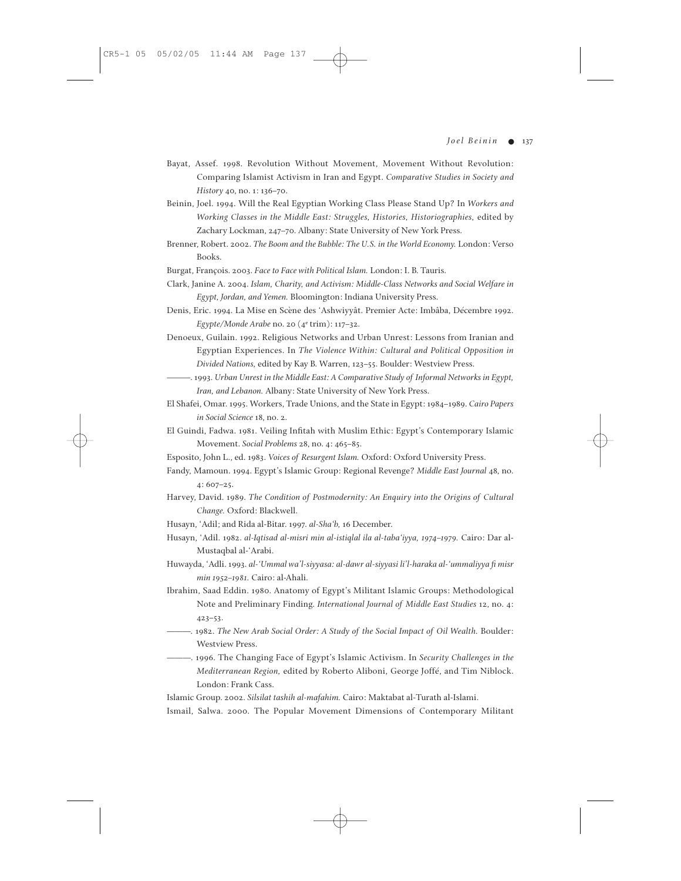Bayat, Assef. 1998. Revolution Without Movement, Movement Without Revolution: Comparing Islamist Activism in Iran and Egypt. *Comparative Studies in Society and History* 40, no. 1: 136–70.

Beinin, Joel. 1994. Will the Real Egyptian Working Class Please Stand Up? In *Workers and Working Classes in the Middle East: Struggles, Histories, Historiographies,* edited by Zachary Lockman, 247–70. Albany: State University of New York Press.

Brenner, Robert. 2002. *The Boom and the Bubble: The U.S. in the World Economy.* London: Verso Books.

Burgat, François. 2003. *Face to Face with Political Islam.* London: I. B. Tauris.

Clark, Janine A. 2004. *Islam, Charity, and Activism: Middle-Class Networks and Social Welfare in Egypt, Jordan, and Yemen.* Bloomington: Indiana University Press.

Denis, Eric. 1994. La Mise en Scène des ʻAshwiyyât. Premier Acte: Imbâba, Décembre 1992. *Egypte/Monde Arabe* no. 20 (4[e] trim): 117–32.

Denoeux, Guilain. 1992. Religious Networks and Urban Unrest: Lessons from Iranian and Egyptian Experiences. In *The Violence Within: Cultural and Political Opposition in Divided Nations,* edited by Kay B. Warren, 123–55. Boulder: Westview Press.

———. 1993. *Urban Unrest in the Middle East: A Comparative Study of Informal Networks in Egypt, Iran, and Lebanon.* Albany: State University of New York Press.

El Shafei, Omar. 1995. Workers, Trade Unions, and the State in Egypt: 1984–1989. *Cairo Papers in Social Science* 18, no. 2.

El Guindi, Fadwa. 1981. Veiling Infitah with Muslim Ethic: Egypt's Contemporary Islamic Movement. *Social Problems* 28, no. 4: 465–85.

Esposito, John L., ed. 1983. *Voices of Resurgent Islam.* Oxford: Oxford University Press.

Fandy, Mamoun. 1994. Egypt's Islamic Group: Regional Revenge? *Middle East Journal* 48, no. 4: 607–25.

Harvey, David. 1989. *The Condition of Postmodernity: An Enquiry into the Origins of Cultural Change.* Oxford: Blackwell.

Husayn, ʻAdil; and Rida al-Bitar. 1997. *al-Shaʻb,* 16 December.

Husayn, ʻAdil. 1982. *al-Iqtisad al-misri min al-istiqlal ila al-tabaʻiyya, 1974–1979.* Cairo: Dar al-Mustaqbal al-ʻArabi.

Huwayda, ʻAdli. 1993. *al-ʻUmmal wa'l-siyyasa: al-dawr al-siyyasi li'l-haraka al-ʻummaliyya fi misr min 1952–1981.* Cairo: al-Ahali.

Ibrahim, Saad Eddin. 1980. Anatomy of Egypt's Militant Islamic Groups: Methodological Note and Preliminary Finding. *International Journal of Middle East Studies* 12, no. 4: 423–53.

———. 1982. *The New Arab Social Order: A Study of the Social Impact of Oil Wealth.* Boulder: Westview Press.

———. 1996. The Changing Face of Egypt's Islamic Activism. In *Security Challenges in the Mediterranean Region,* edited by Roberto Aliboni, George Joffé, and Tim Niblock. London: Frank Cass.

Islamic Group. 2002. *Silsilat tashih al-mafahim.* Cairo: Maktabat al-Turath al-Islami.

Ismail, Salwa. 2000. The Popular Movement Dimensions of Contemporary Militant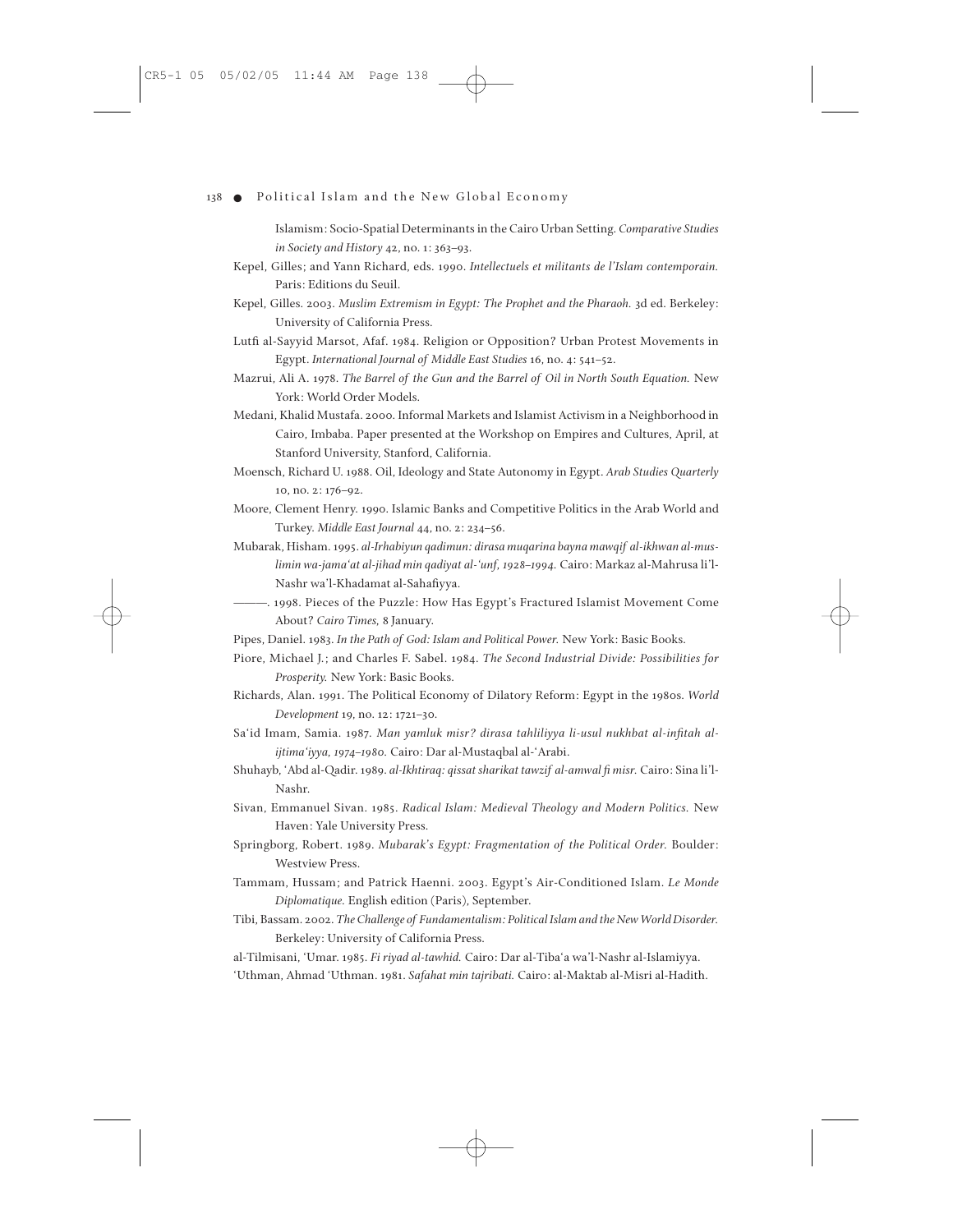Islamism: Socio-Spatial Determinants in the Cairo Urban Setting. *Comparative Studies in Society and History* 42, no. 1: 363–93.

Kepel, Gilles; and Yann Richard, eds. 1990. *Intellectuels et militants de l'Islam contemporain.* Paris: Editions du Seuil.

Kepel, Gilles. 2003. *Muslim Extremism in Egypt: The Prophet and the Pharaoh.* 3d ed. Berkeley: University of California Press.

Lutfi al-Sayyid Marsot, Afaf. 1984. Religion or Opposition? Urban Protest Movements in Egypt. *International Journal of Middle East Studies* 16, no. 4: 541–52.

Mazrui, Ali A. 1978. *The Barrel of the Gun and the Barrel of Oil in North South Equation.* New York: World Order Models.

Medani, Khalid Mustafa. 2000. Informal Markets and Islamist Activism in a Neighborhood in Cairo, Imbaba. Paper presented at the Workshop on Empires and Cultures, April, at Stanford University, Stanford, California.

Moensch, Richard U. 1988. Oil, Ideology and State Autonomy in Egypt. *Arab Studies Quarterly* 10, no. 2: 176–92.

Moore, Clement Henry. 1990. Islamic Banks and Competitive Politics in the Arab World and Turkey. *Middle East Journal* 44, no. 2: 234–56.

Mubarak, Hisham. 1995. *al-Irhabiyun qadimun: dirasa muqarina bayna mawqif al-ikhwan al-muslimin wa-jama'at al-jihad min qadiyat al-'unf, 1928–1994.* Cairo: Markaz al-Mahrusa li'l-Nashr wa'l-Khadamat al-Sahafiyya.

———. 1998. Pieces of the Puzzle: How Has Egypt's Fractured Islamist Movement Come About? *Cairo Times*, 8 January.

Pipes, Daniel. 1983. *In the Path of God: Islam and Political Power.* New York: Basic Books.

Piore, Michael J.; and Charles F. Sabel. 1984. *The Second Industrial Divide: Possibilities for Prosperity.* New York: Basic Books.

Richards, Alan. 1991. The Political Economy of Dilatory Reform: Egypt in the 1980s. *World Development* 19, no. 12: 1721–30.

Sa'id Imam, Samia. 1987. *Man yamluk misr? dirasa tahliliyya li-usul nukhbat al-infitah al-ijtima'iyya, 1974–1980.* Cairo: Dar al-Mustaqbal al-'Arabi.

Shuhayb, 'Abd al-Qadir. 1989. *al-Ikhtiraq: qissat sharikat tawzif al-amwal fi misr.* Cairo: Sina li'l-Nashr.

Sivan, Emmanuel Sivan. 1985. *Radical Islam: Medieval Theology and Modern Politics.* New Haven: Yale University Press.

Springborg, Robert. 1989. *Mubarak's Egypt: Fragmentation of the Political Order.* Boulder: Westview Press.

Tammam, Hussam; and Patrick Haenni. 2003. Egypt's Air-Conditioned Islam. *Le Monde Diplomatique.* English edition (Paris), September.

Tibi, Bassam. 2002. *The Challenge of Fundamentalism: Political Islam and the New World Disorder.* Berkeley: University of California Press.

al-Tilmisani, 'Umar. 1985. *Fi riyad al-tawhid.* Cairo: Dar al-Tiba'a wa'l-Nashr al-Islamiyya.

'Uthman, Ahmad 'Uthman. 1981. *Safahat min tajribati.* Cairo: al-Maktab al-Misri al-Hadith.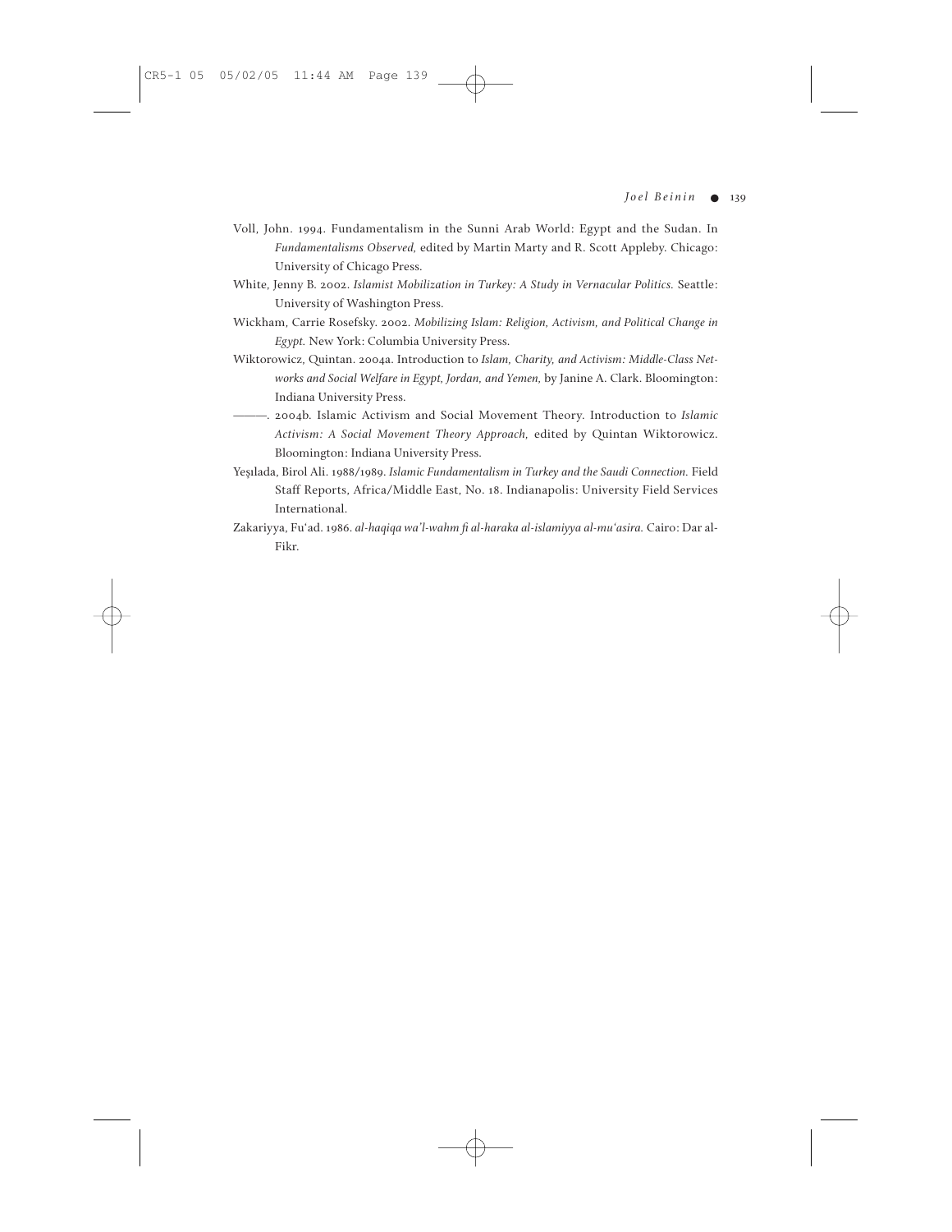Voll, John. 1994. Fundamentalism in the Sunni Arab World: Egypt and the Sudan. In *Fundamentalisms Observed,* edited by Martin Marty and R. Scott Appleby. Chicago: University of Chicago Press.

White, Jenny B. 2002. *Islamist Mobilization in Turkey: A Study in Vernacular Politics.* Seattle: University of Washington Press.

Wickham, Carrie Rosefsky. 2002. *Mobilizing Islam: Religion, Activism, and Political Change in Egypt.* New York: Columbia University Press.

Wiktorowicz, Quintan. 2004a. Introduction to *Islam, Charity, and Activism: Middle-Class Networks and Social Welfare in Egypt, Jordan, and Yemen,* by Janine A. Clark. Bloomington: Indiana University Press.

———. 2004b. Islamic Activism and Social Movement Theory. Introduction to *Islamic Activism: A Social Movement Theory Approach,* edited by Quintan Wiktorowicz. Bloomington: Indiana University Press.

Yeşılada, Birol Ali. 1988/1989. *Islamic Fundamentalism in Turkey and the Saudi Connection.* Field Staff Reports, Africa/Middle East, No. 18. Indianapolis: University Field Services International.

Zakariyya, Fu'ad. 1986. *al-haqiqa wa'l-wahm fi al-haraka al-islamiyya al-mu'asira.* Cairo: Dar al-Fikr.